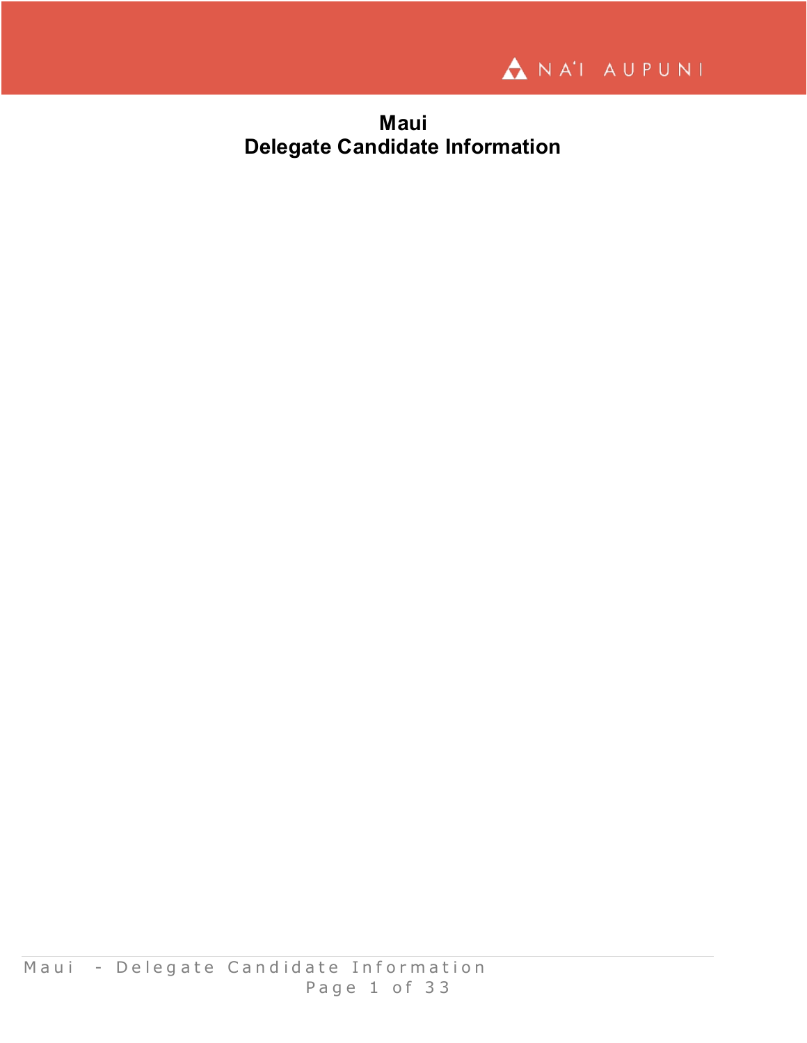# Maui
# Delegate Candidate Information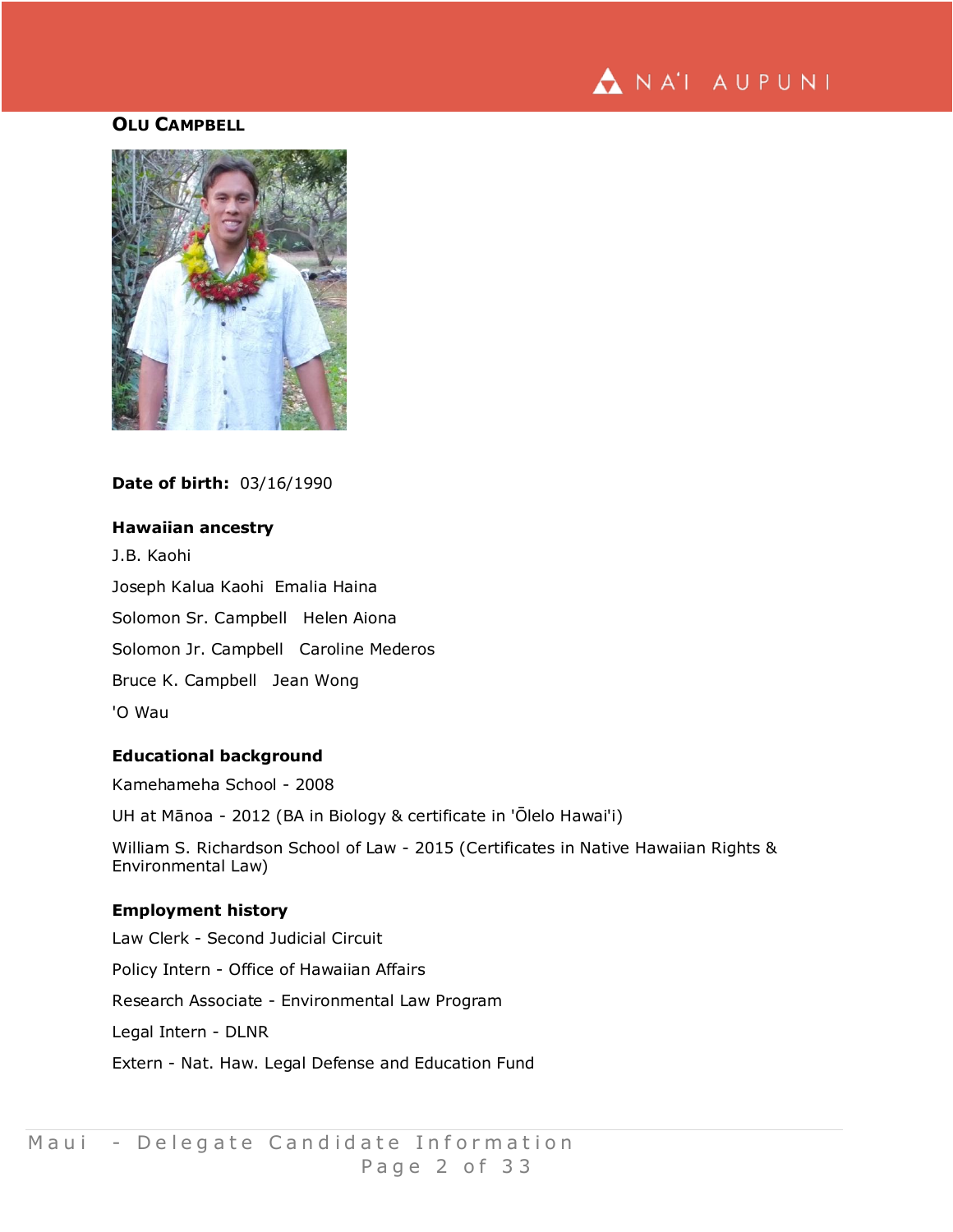## OLU CAMPBELL

**Date of birth:** 03/16/1990

### Hawaiian ancestry

J.B. Kaohi

Joseph Kalua Kaohi  Emalia Haina

Solomon Sr. Campbell  Helen Aiona

Solomon Jr. Campbell  Caroline Mederos

Bruce K. Campbell  Jean Wong

'O Wau

### Educational background

Kamehameha School - 2008

UH at Mānoa - 2012 (BA in Biology & certificate in 'Ōlelo Hawai'i)

William S. Richardson School of Law - 2015 (Certificates in Native Hawaiian Rights & Environmental Law)

### Employment history

Law Clerk - Second Judicial Circuit

Policy Intern - Office of Hawaiian Affairs

Research Associate - Environmental Law Program

Legal Intern - DLNR

Extern - Nat. Haw. Legal Defense and Education Fund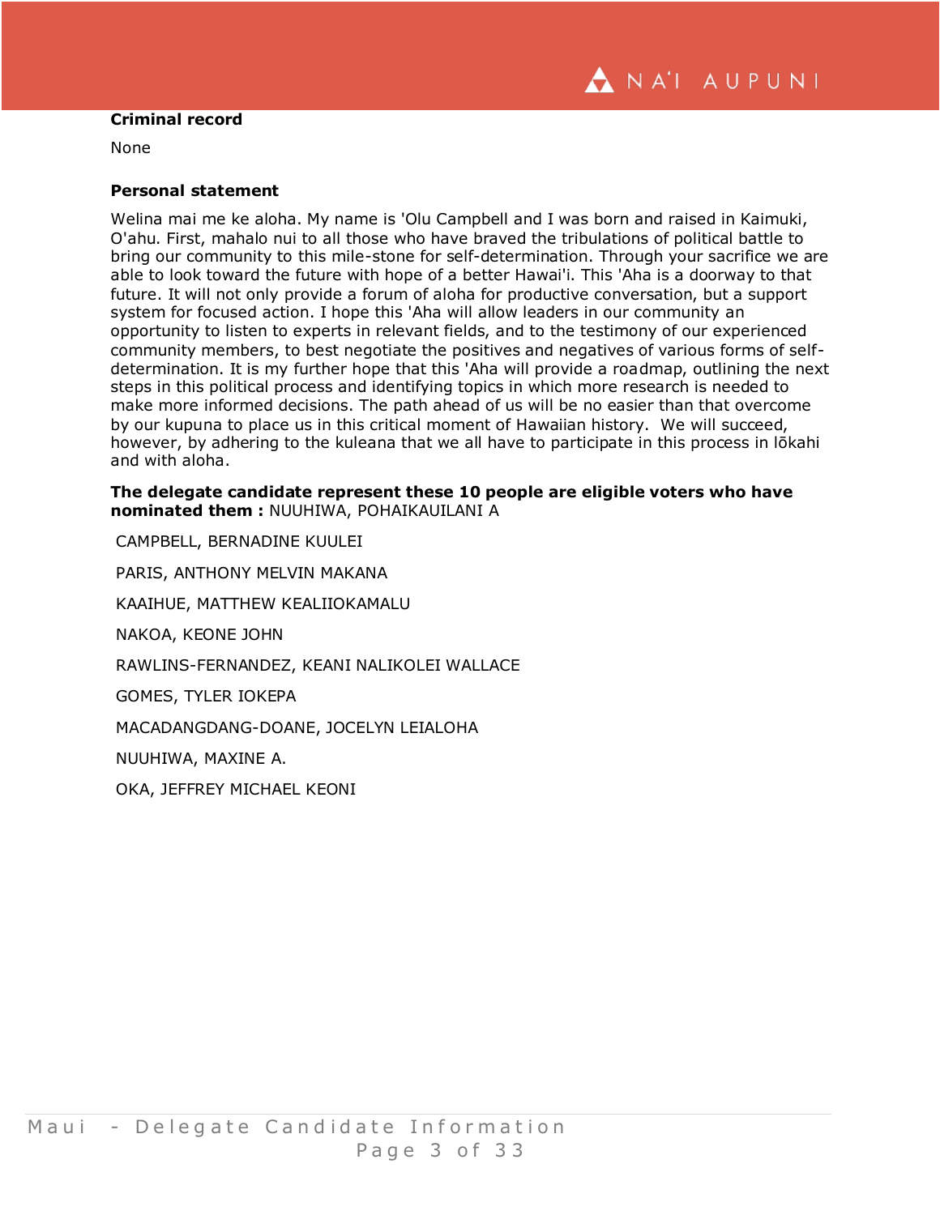**Criminal record**

None

**Personal statement**

Welina mai me ke aloha. My name is 'Olu Campbell and I was born and raised in Kaimuki, O'ahu. First, mahalo nui to all those who have braved the tribulations of political battle to bring our community to this mile-stone for self-determination. Through your sacrifice we are able to look toward the future with hope of a better Hawai'i. This 'Aha is a doorway to that future. It will not only provide a forum of aloha for productive conversation, but a support system for focused action. I hope this 'Aha will allow leaders in our community an opportunity to listen to experts in relevant fields, and to the testimony of our experienced community members, to best negotiate the positives and negatives of various forms of self-determination. It is my further hope that this 'Aha will provide a roadmap, outlining the next steps in this political process and identifying topics in which more research is needed to make more informed decisions. The path ahead of us will be no easier than that overcome by our kupuna to place us in this critical moment of Hawaiian history. We will succeed, however, by adhering to the kuleana that we all have to participate in this process in lōkahi and with aloha.

**The delegate candidate represent these 10 people are eligible voters who have nominated them :** NUUHIWA, POHAIKAUILANI A

CAMPBELL, BERNADINE KUULEI

PARIS, ANTHONY MELVIN MAKANA

KAAIHUE, MATTHEW KEALIIOKAMALU

NAKOA, KEONE JOHN

RAWLINS-FERNANDEZ, KEANI NALIKOLEI WALLACE

GOMES, TYLER IOKEPA

MACADANGDANG-DOANE, JOCELYN LEIALOHA

NUUHIWA, MAXINE A.

OKA, JEFFREY MICHAEL KEONI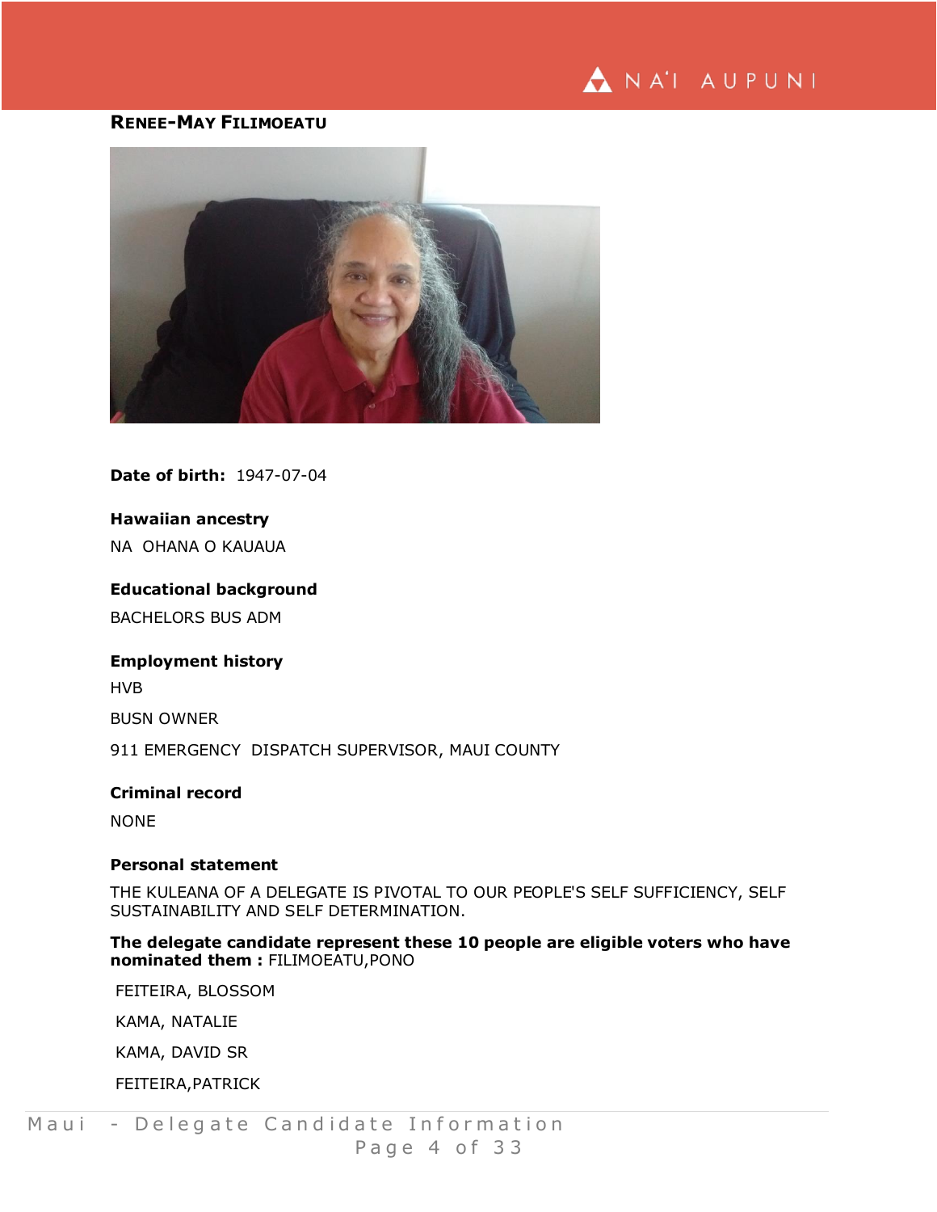## RENEE-MAY FILIMOEATU

**Date of birth:** 1947-07-04

**Hawaiian ancestry**

NA OHANA O KAUAUA

**Educational background**

BACHELORS BUS ADM

**Employment history**

HVB

BUSN OWNER

911 EMERGENCY DISPATCH SUPERVISOR, MAUI COUNTY

**Criminal record**

NONE

**Personal statement**

THE KULEANA OF A DELEGATE IS PIVOTAL TO OUR PEOPLE'S SELF SUFFICIENCY, SELF SUSTAINABILITY AND SELF DETERMINATION.

**The delegate candidate represent these 10 people are eligible voters who have nominated them :** FILIMOEATU,PONO

FEITEIRA, BLOSSOM

KAMA, NATALIE

KAMA, DAVID SR

FEITEIRA,PATRICK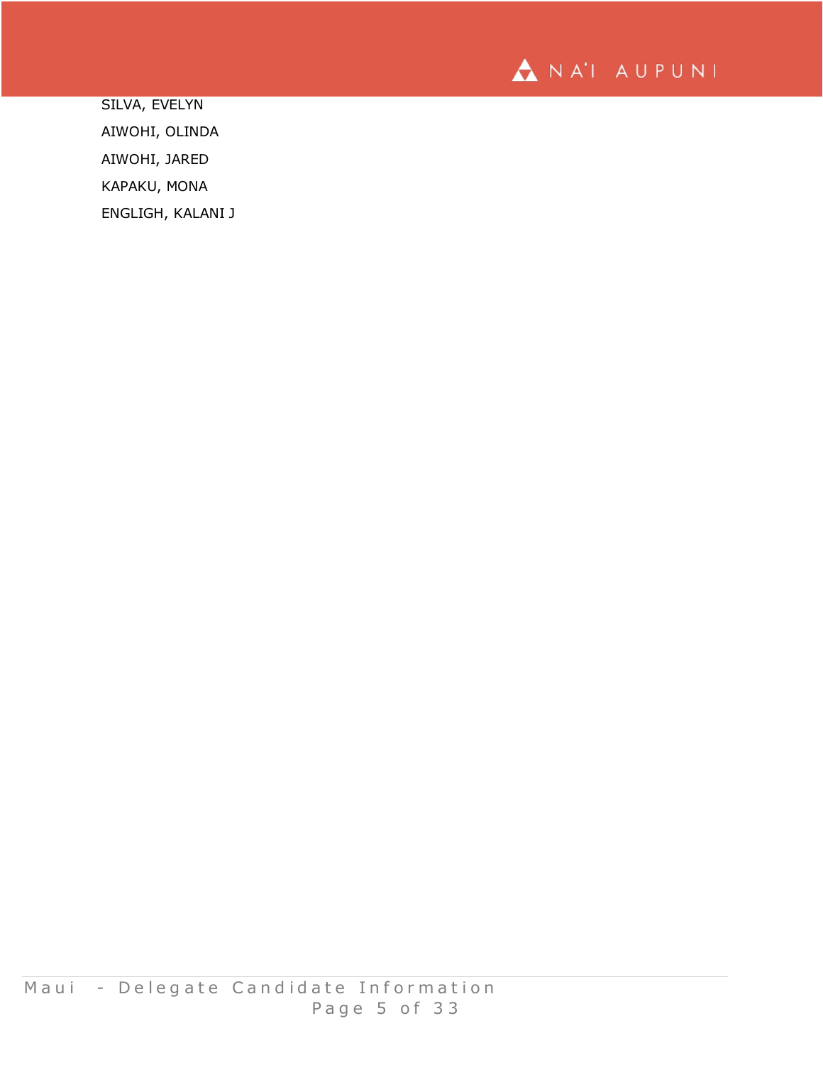SILVA, EVELYN

AIWOHI, OLINDA

AIWOHI, JARED

KAPAKU, MONA

ENGLIGH, KALANI J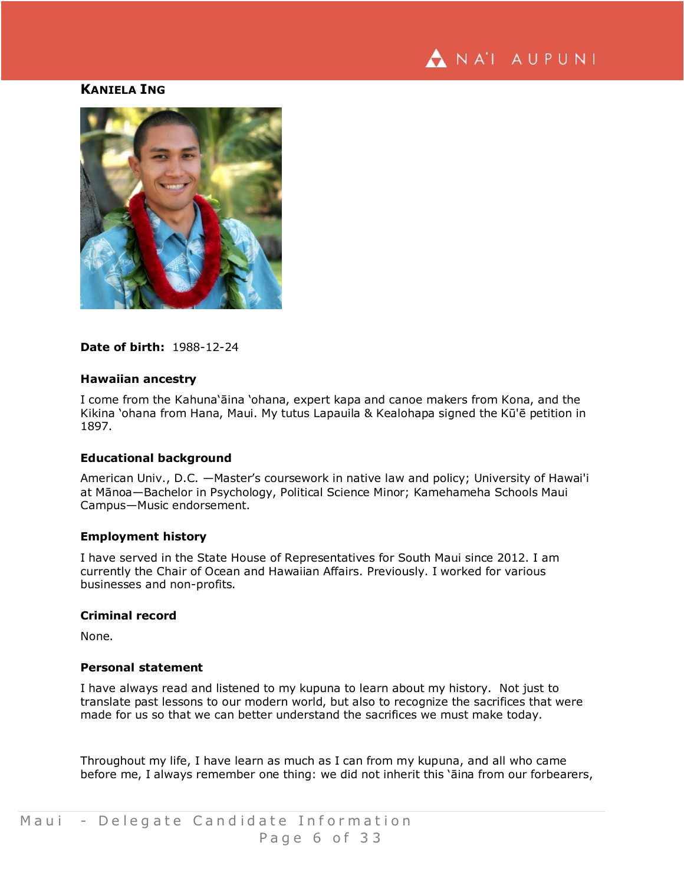## Kaniela Ing

**Date of birth:** 1988-12-24

### Hawaiian ancestry

I come from the Kahunaʻāina ʻohana, expert kapa and canoe makers from Kona, and the Kikina ʻohana from Hana, Maui. My tutus Lapauila & Kealohapa signed the Kūʻē petition in 1897.

### Educational background

American Univ., D.C. —Master's coursework in native law and policy; University of Hawai'i at Mānoa—Bachelor in Psychology, Political Science Minor; Kamehameha Schools Maui Campus—Music endorsement.

### Employment history

I have served in the State House of Representatives for South Maui since 2012. I am currently the Chair of Ocean and Hawaiian Affairs. Previously. I worked for various businesses and non-profits.

### Criminal record

None.

### Personal statement

I have always read and listened to my kupuna to learn about my history. Not just to translate past lessons to our modern world, but also to recognize the sacrifices that were made for us so that we can better understand the sacrifices we must make today.

Throughout my life, I have learn as much as I can from my kupuna, and all who came before me, I always remember one thing: we did not inherit this ʻāina from our forbearers,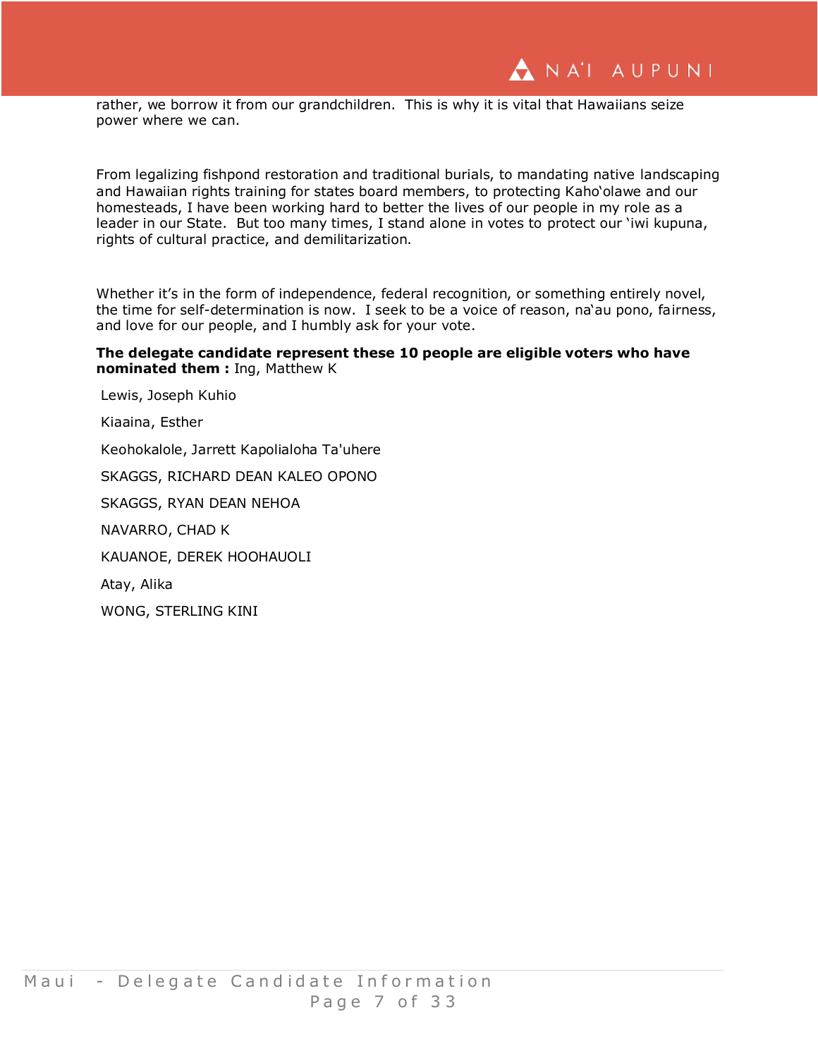rather, we borrow it from our grandchildren. This is why it is vital that Hawaiians seize power where we can.

From legalizing fishpond restoration and traditional burials, to mandating native landscaping and Hawaiian rights training for states board members, to protecting Kahoʻolawe and our homesteads, I have been working hard to better the lives of our people in my role as a leader in our State. But too many times, I stand alone in votes to protect our ʻiwi kupuna, rights of cultural practice, and demilitarization.

Whether it's in the form of independence, federal recognition, or something entirely novel, the time for self-determination is now. I seek to be a voice of reason, naʻau pono, fairness, and love for our people, and I humbly ask for your vote.

**The delegate candidate represent these 10 people are eligible voters who have nominated them :** Ing, Matthew K

Lewis, Joseph Kuhio

Kiaaina, Esther

Keohokalole, Jarrett Kapolialoha Ta'uhere

SKAGGS, RICHARD DEAN KALEO OPONO

SKAGGS, RYAN DEAN NEHOA

NAVARRO, CHAD K

KAUANOE, DEREK HOOHAUOLI

Atay, Alika

WONG, STERLING KINI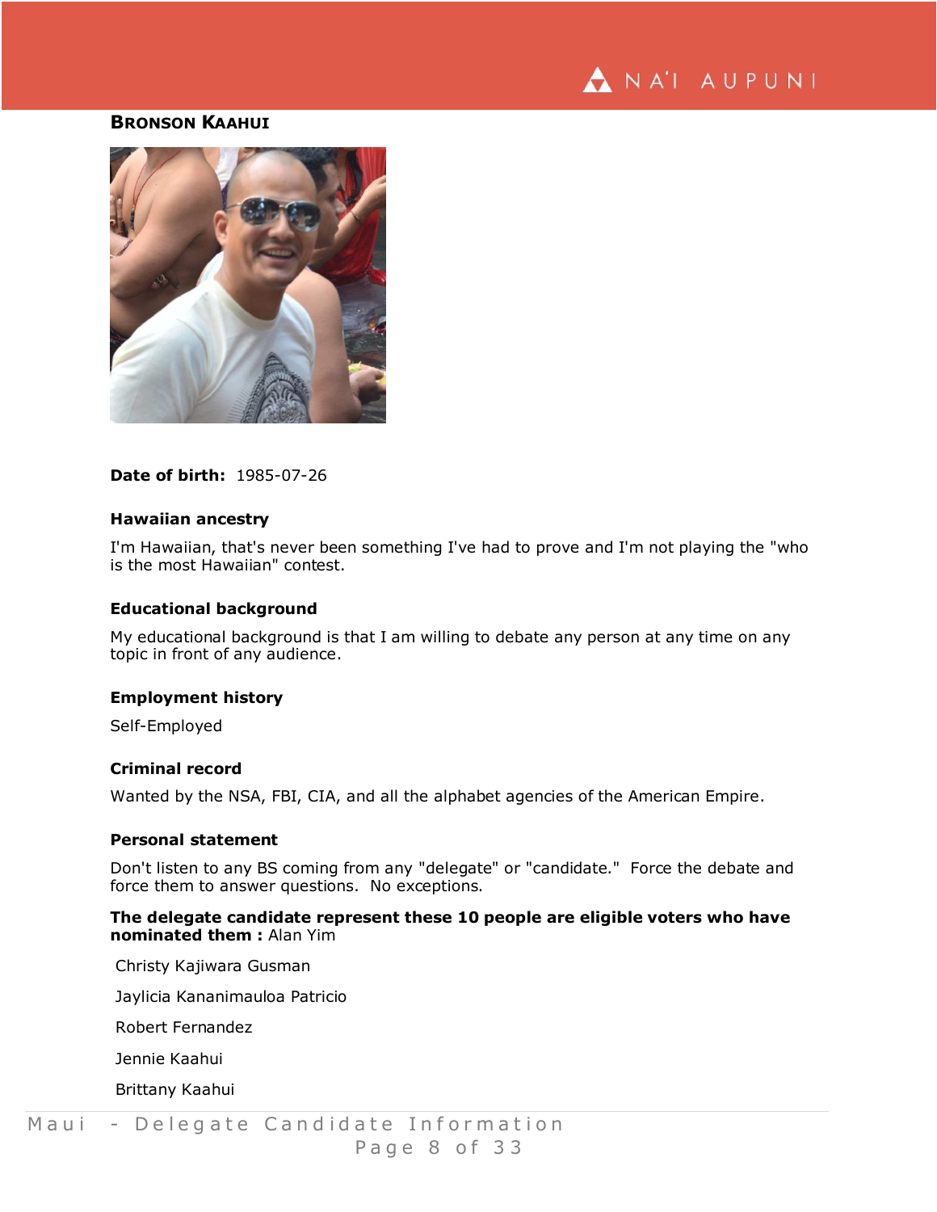## Bronson Kaahui

**Date of birth:** 1985-07-26

### Hawaiian ancestry

I'm Hawaiian, that's never been something I've had to prove and I'm not playing the "who is the most Hawaiian" contest.

### Educational background

My educational background is that I am willing to debate any person at any time on any topic in front of any audience.

### Employment history

Self-Employed

### Criminal record

Wanted by the NSA, FBI, CIA, and all the alphabet agencies of the American Empire.

### Personal statement

Don't listen to any BS coming from any "delegate" or "candidate." Force the debate and force them to answer questions. No exceptions.

**The delegate candidate represent these 10 people are eligible voters who have nominated them :** Alan Yim

Christy Kajiwara Gusman

Jaylicia Kananimauloa Patricio

Robert Fernandez

Jennie Kaahui

Brittany Kaahui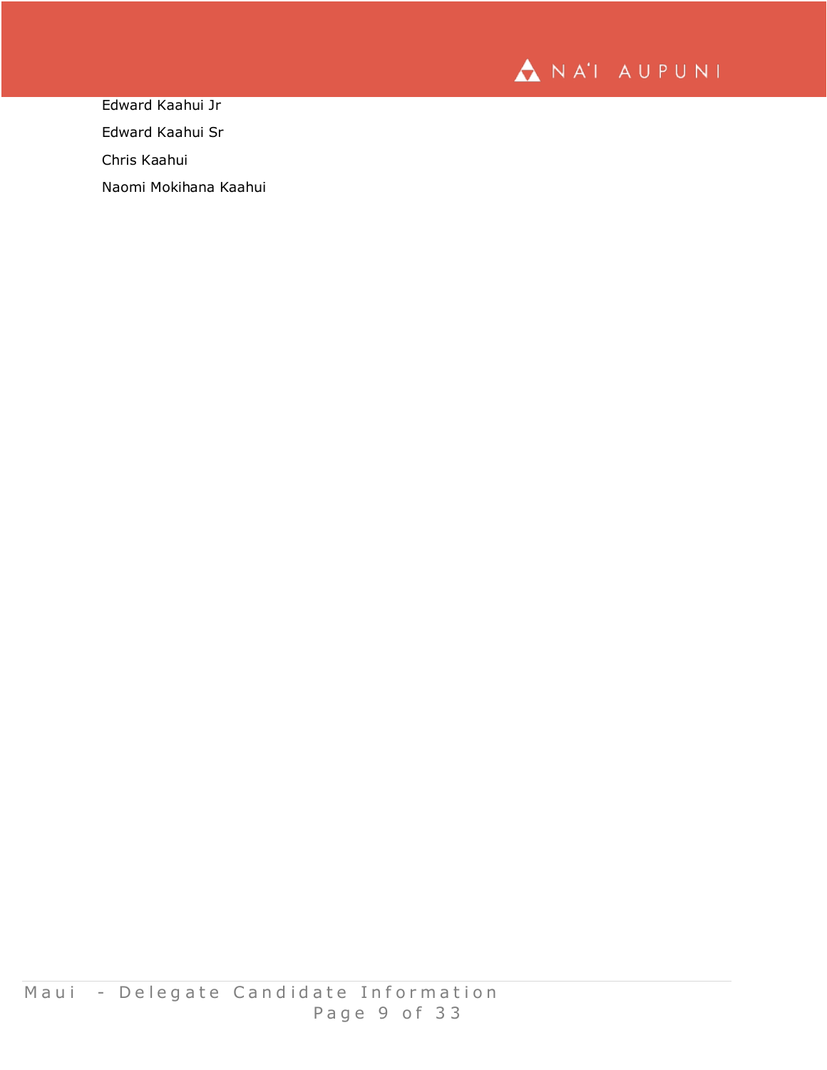Edward Kaahui Jr

Edward Kaahui Sr

Chris Kaahui

Naomi Mokihana Kaahui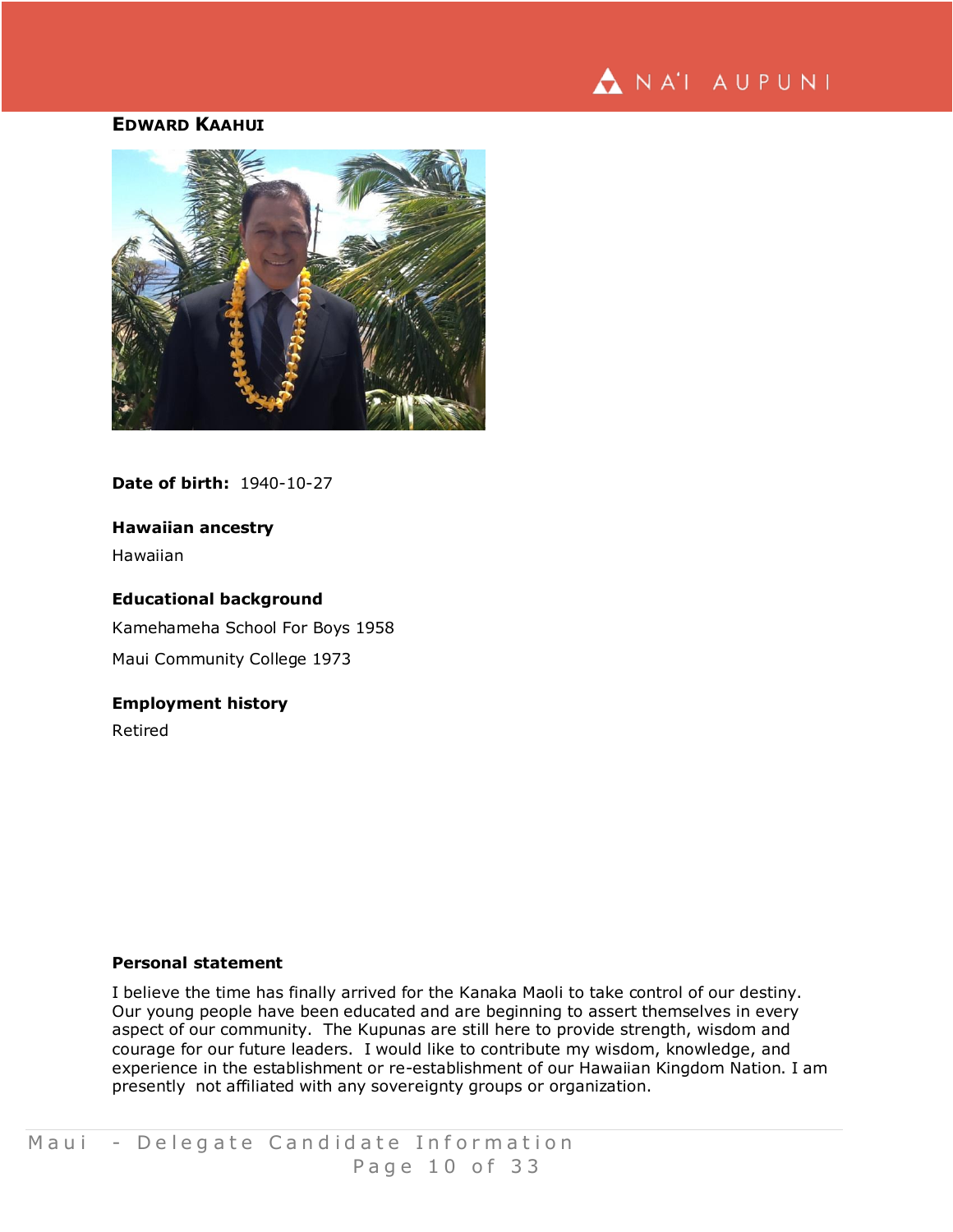# EDWARD KAAHUI

**Date of birth:** 1940-10-27

**Hawaiian ancestry**

Hawaiian

**Educational background**

Kamehameha School For Boys 1958

Maui Community College 1973

**Employment history**

Retired

**Personal statement**

I believe the time has finally arrived for the Kanaka Maoli to take control of our destiny. Our young people have been educated and are beginning to assert themselves in every aspect of our community. The Kupunas are still here to provide strength, wisdom and courage for our future leaders. I would like to contribute my wisdom, knowledge, and experience in the establishment or re-establishment of our Hawaiian Kingdom Nation. I am presently not affiliated with any sovereignty groups or organization.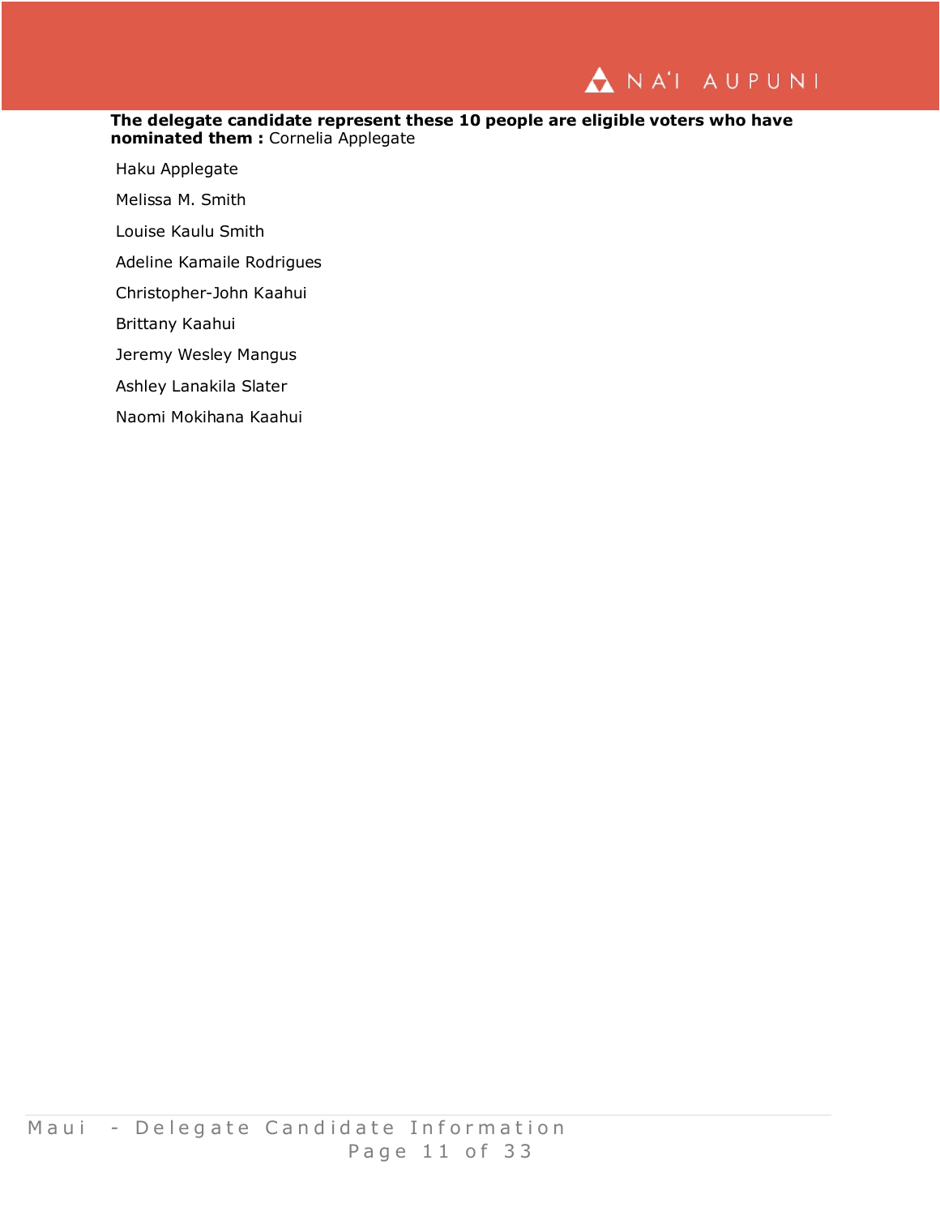**The delegate candidate represent these 10 people are eligible voters who have nominated them :** Cornelia Applegate

Haku Applegate

Melissa M. Smith

Louise Kaulu Smith

Adeline Kamaile Rodrigues

Christopher-John Kaahui

Brittany Kaahui

Jeremy Wesley Mangus

Ashley Lanakila Slater

Naomi Mokihana Kaahui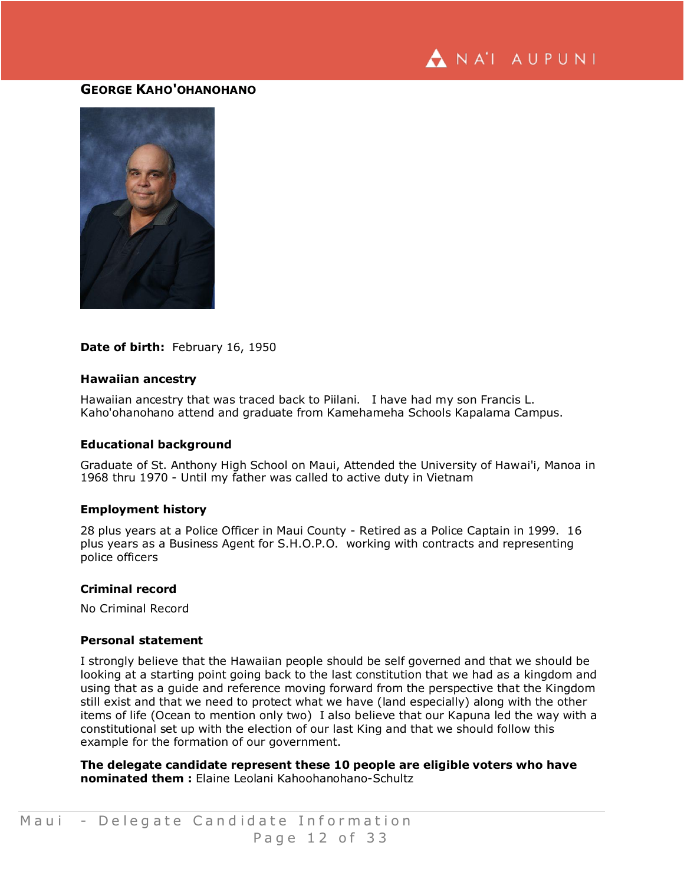## GEORGE KAHO'OHANOHANO

**Date of birth:** February 16, 1950

### Hawaiian ancestry

Hawaiian ancestry that was traced back to Piilani. I have had my son Francis L. Kaho'ohanohano attend and graduate from Kamehameha Schools Kapalama Campus.

### Educational background

Graduate of St. Anthony High School on Maui, Attended the University of Hawai'i, Manoa in 1968 thru 1970 - Until my father was called to active duty in Vietnam

### Employment history

28 plus years at a Police Officer in Maui County - Retired as a Police Captain in 1999. 16 plus years as a Business Agent for S.H.O.P.O. working with contracts and representing police officers

### Criminal record

No Criminal Record

### Personal statement

I strongly believe that the Hawaiian people should be self governed and that we should be looking at a starting point going back to the last constitution that we had as a kingdom and using that as a guide and reference moving forward from the perspective that the Kingdom still exist and that we need to protect what we have (land especially) along with the other items of life (Ocean to mention only two) I also believe that our Kapuna led the way with a constitutional set up with the election of our last King and that we should follow this example for the formation of our government.

**The delegate candidate represent these 10 people are eligible voters who have nominated them :** Elaine Leolani Kahoohanohano-Schultz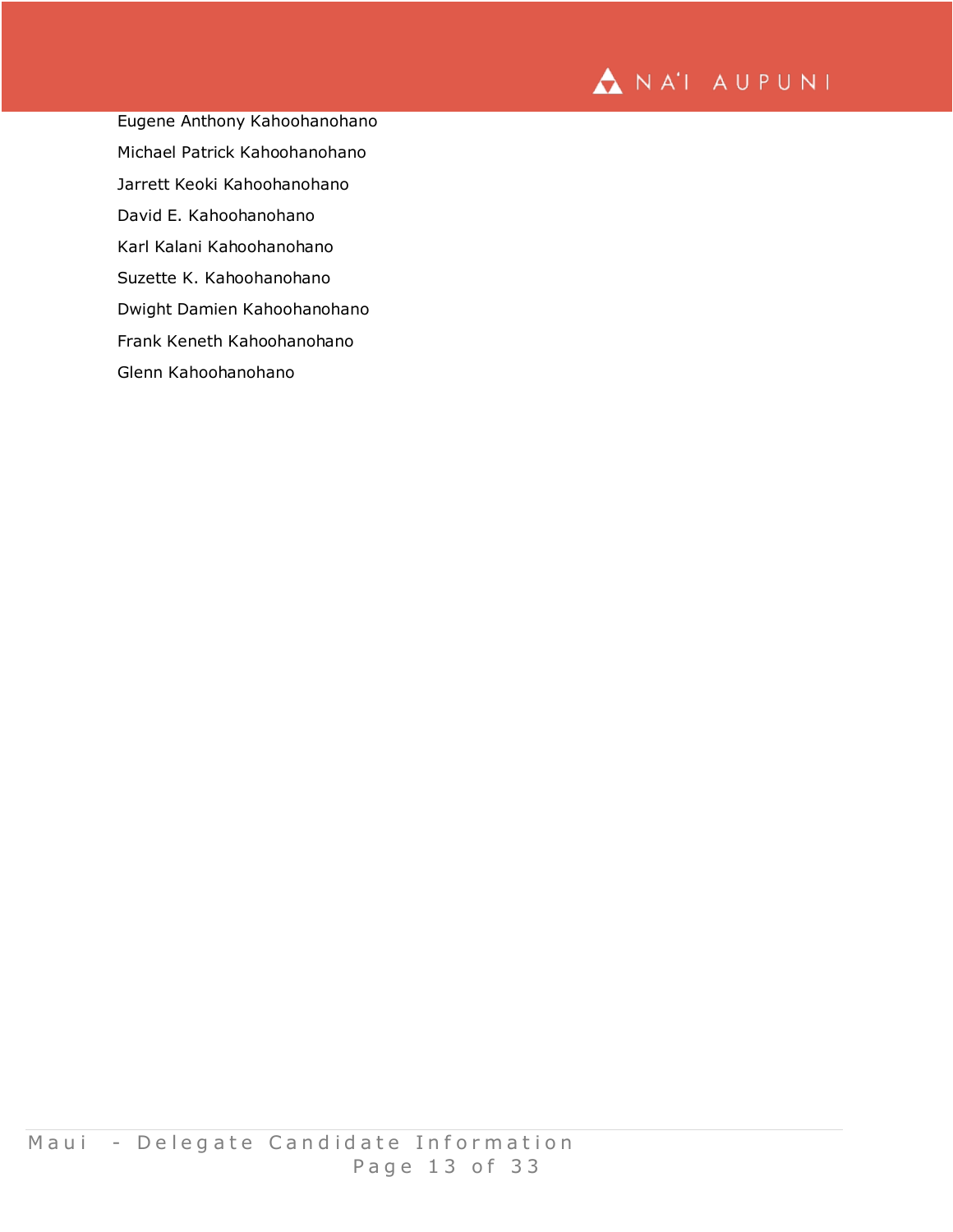Eugene Anthony Kahoohanohano

Michael Patrick Kahoohanohano

Jarrett Keoki Kahoohanohano

David E. Kahoohanohano

Karl Kalani Kahoohanohano

Suzette K. Kahoohanohano

Dwight Damien Kahoohanohano

Frank Keneth Kahoohanohano

Glenn Kahoohanohano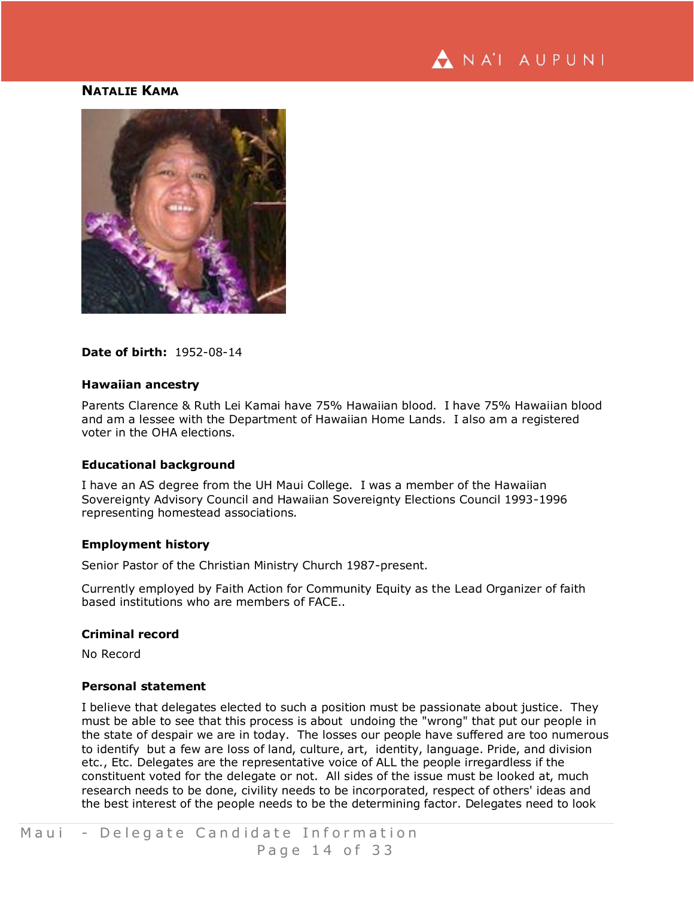## NATALIE KAMA

**Date of birth:** 1952-08-14

### Hawaiian ancestry

Parents Clarence & Ruth Lei Kamai have 75% Hawaiian blood. I have 75% Hawaiian blood and am a lessee with the Department of Hawaiian Home Lands. I also am a registered voter in the OHA elections.

### Educational background

I have an AS degree from the UH Maui College. I was a member of the Hawaiian Sovereignty Advisory Council and Hawaiian Sovereignty Elections Council 1993-1996 representing homestead associations.

### Employment history

Senior Pastor of the Christian Ministry Church 1987-present.

Currently employed by Faith Action for Community Equity as the Lead Organizer of faith based institutions who are members of FACE..

### Criminal record

No Record

### Personal statement

I believe that delegates elected to such a position must be passionate about justice. They must be able to see that this process is about undoing the "wrong" that put our people in the state of despair we are in today. The losses our people have suffered are too numerous to identify but a few are loss of land, culture, art, identity, language. Pride, and division etc., Etc. Delegates are the representative voice of ALL the people irregardless if the constituent voted for the delegate or not. All sides of the issue must be looked at, much research needs to be done, civility needs to be incorporated, respect of others' ideas and the best interest of the people needs to be the determining factor. Delegates need to look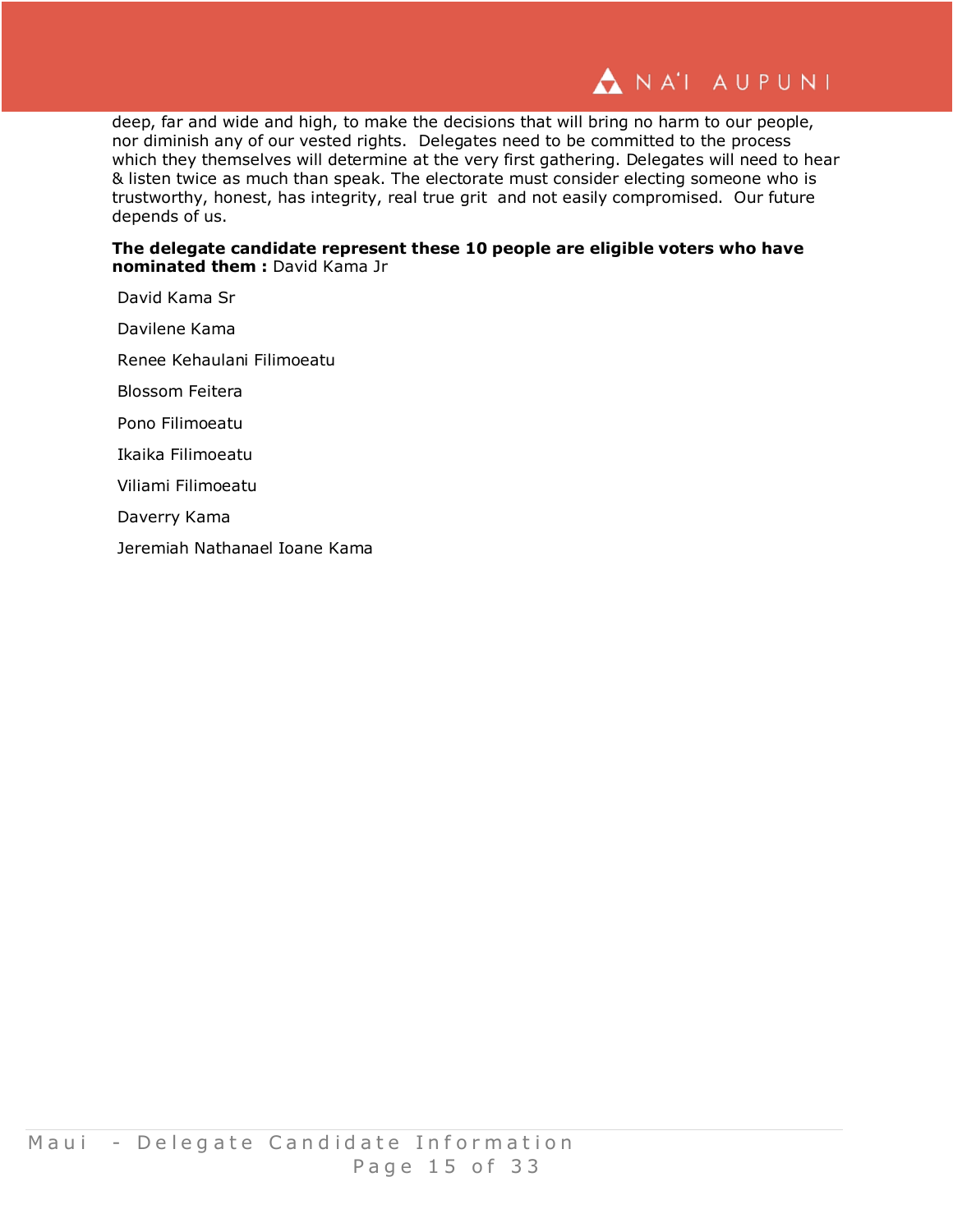deep, far and wide and high, to make the decisions that will bring no harm to our people, nor diminish any of our vested rights. Delegates need to be committed to the process which they themselves will determine at the very first gathering. Delegates will need to hear & listen twice as much than speak. The electorate must consider electing someone who is trustworthy, honest, has integrity, real true grit and not easily compromised. Our future depends of us.

**The delegate candidate represent these 10 people are eligible voters who have nominated them :** David Kama Jr

David Kama Sr

Davilene Kama

Renee Kehaulani Filimoeatu

Blossom Feitera

Pono Filimoeatu

Ikaika Filimoeatu

Viliami Filimoeatu

Daverry Kama

Jeremiah Nathanael Ioane Kama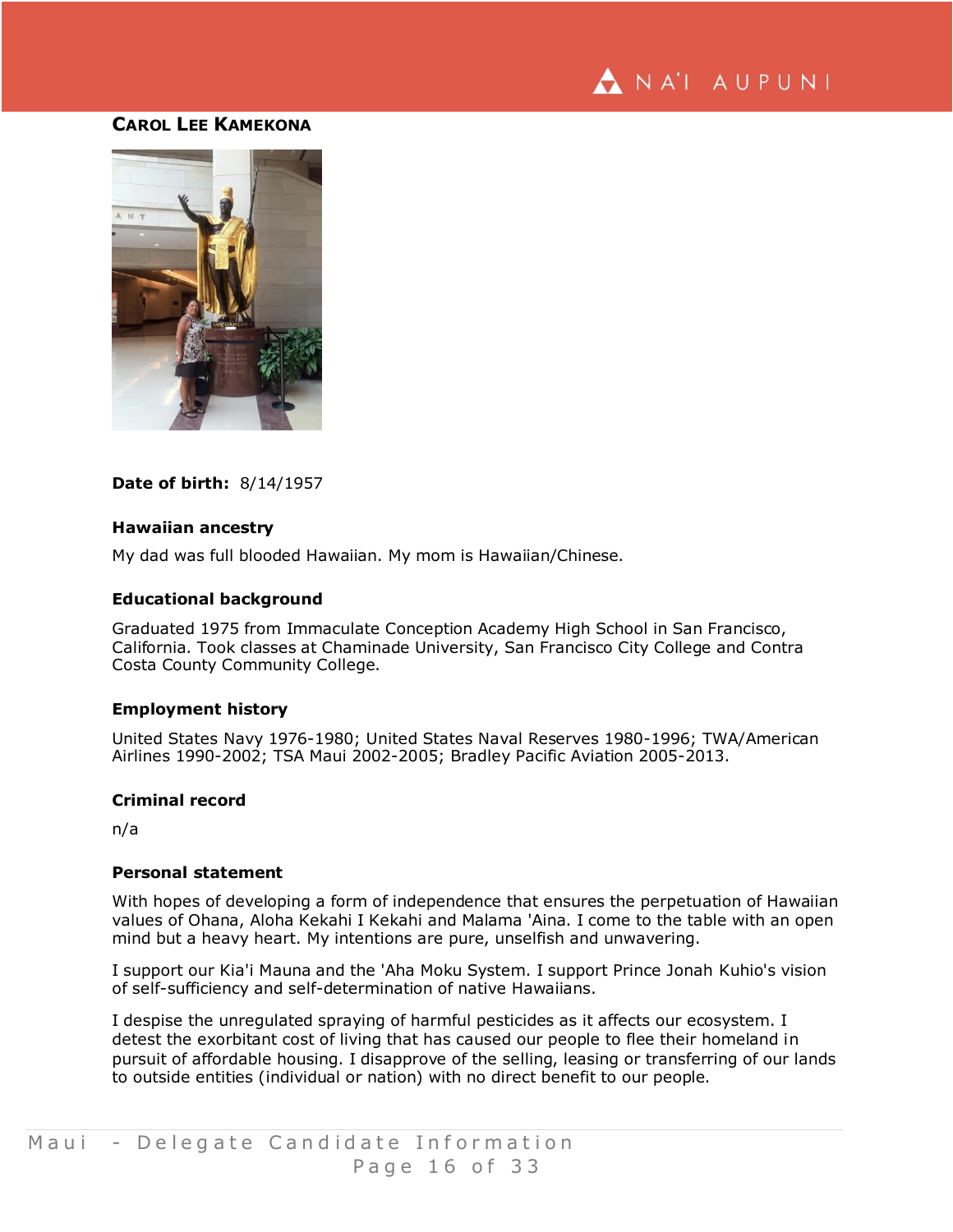## Carol Lee Kamekona

**Date of birth:** 8/14/1957

### Hawaiian ancestry

My dad was full blooded Hawaiian. My mom is Hawaiian/Chinese.

### Educational background

Graduated 1975 from Immaculate Conception Academy High School in San Francisco, California. Took classes at Chaminade University, San Francisco City College and Contra Costa County Community College.

### Employment history

United States Navy 1976-1980; United States Naval Reserves 1980-1996; TWA/American Airlines 1990-2002; TSA Maui 2002-2005; Bradley Pacific Aviation 2005-2013.

### Criminal record

n/a

### Personal statement

With hopes of developing a form of independence that ensures the perpetuation of Hawaiian values of Ohana, Aloha Kekahi I Kekahi and Malama 'Aina. I come to the table with an open mind but a heavy heart. My intentions are pure, unselfish and unwavering.

I support our Kia'i Mauna and the 'Aha Moku System. I support Prince Jonah Kuhio's vision of self-sufficiency and self-determination of native Hawaiians.

I despise the unregulated spraying of harmful pesticides as it affects our ecosystem. I detest the exorbitant cost of living that has caused our people to flee their homeland in pursuit of affordable housing. I disapprove of the selling, leasing or transferring of our lands to outside entities (individual or nation) with no direct benefit to our people.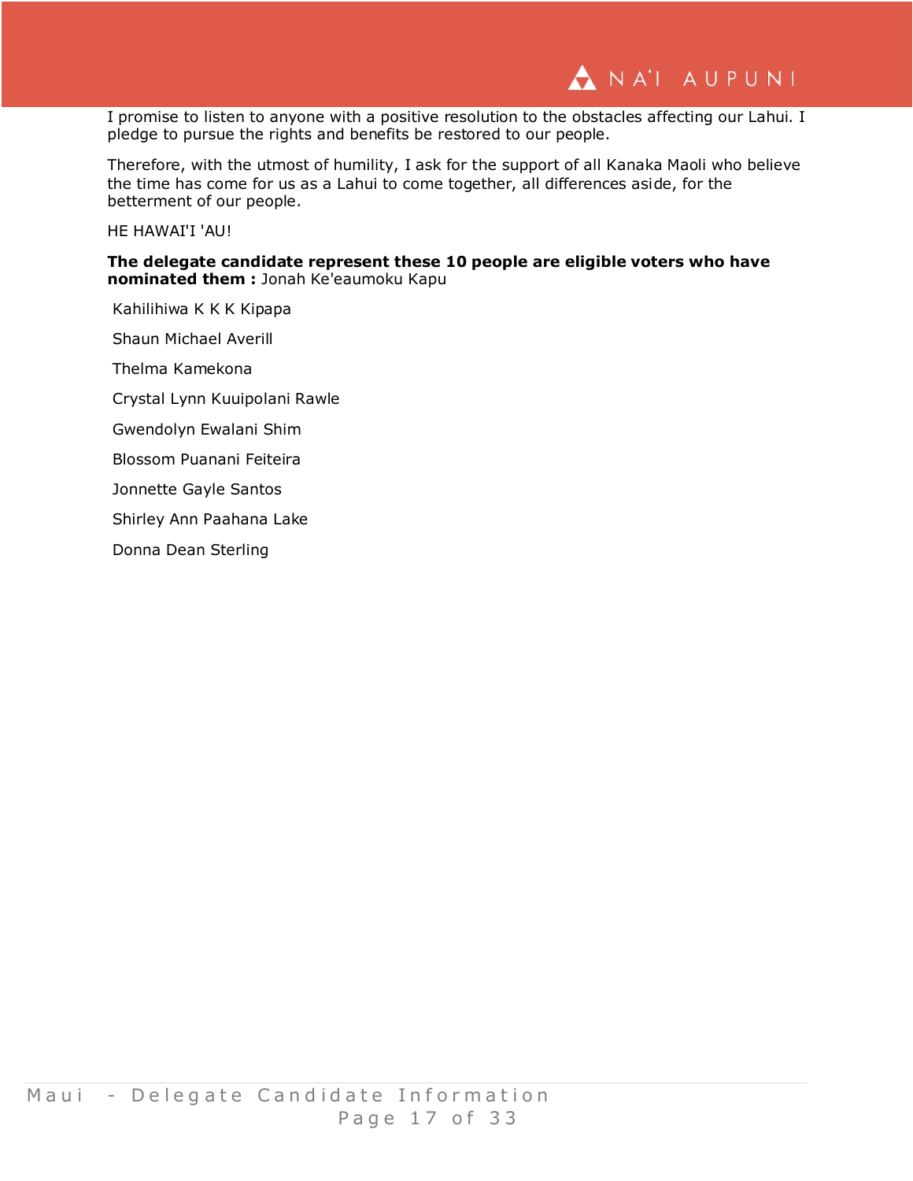I promise to listen to anyone with a positive resolution to the obstacles affecting our Lahui. I pledge to pursue the rights and benefits be restored to our people.

Therefore, with the utmost of humility, I ask for the support of all Kanaka Maoli who believe the time has come for us as a Lahui to come together, all differences aside, for the betterment of our people.

HE HAWAI'I 'AU!

**The delegate candidate represent these 10 people are eligible voters who have nominated them :** Jonah Ke'eaumoku Kapu

Kahilihiwa K K K Kipapa

Shaun Michael Averill

Thelma Kamekona

Crystal Lynn Kuuipolani Rawle

Gwendolyn Ewalani Shim

Blossom Puanani Feiteira

Jonnette Gayle Santos

Shirley Ann Paahana Lake

Donna Dean Sterling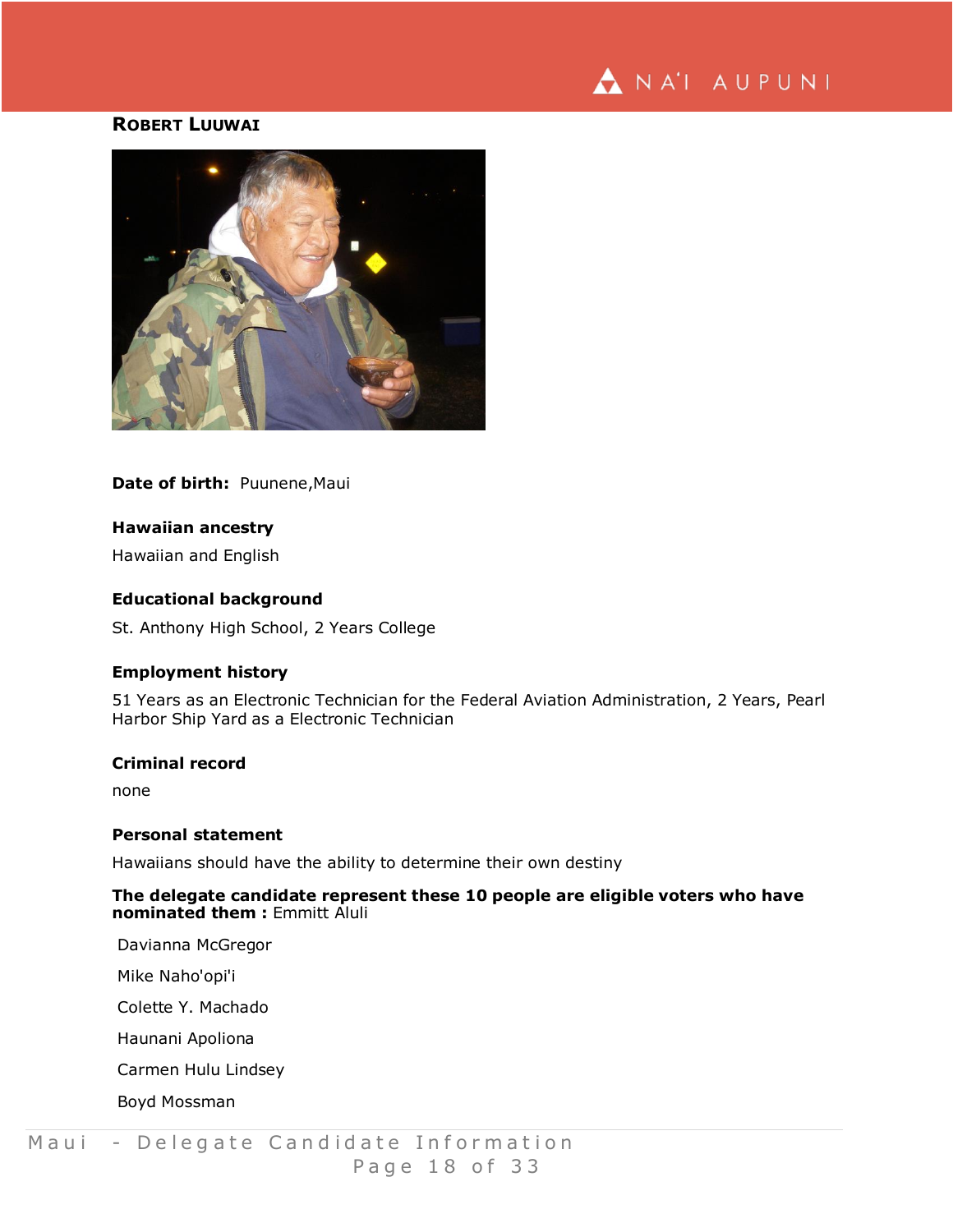## Robert Luuwai

**Date of birth:** Puunene,Maui

**Hawaiian ancestry**

Hawaiian and English

**Educational background**

St. Anthony High School, 2 Years College

**Employment history**

51 Years as an Electronic Technician for the Federal Aviation Administration, 2 Years, Pearl Harbor Ship Yard as a Electronic Technician

**Criminal record**

none

**Personal statement**

Hawaiians should have the ability to determine their own destiny

**The delegate candidate represent these 10 people are eligible voters who have nominated them :** Emmitt Aluli

Davianna McGregor

Mike Naho'opi'i

Colette Y. Machado

Haunani Apoliona

Carmen Hulu Lindsey

Boyd Mossman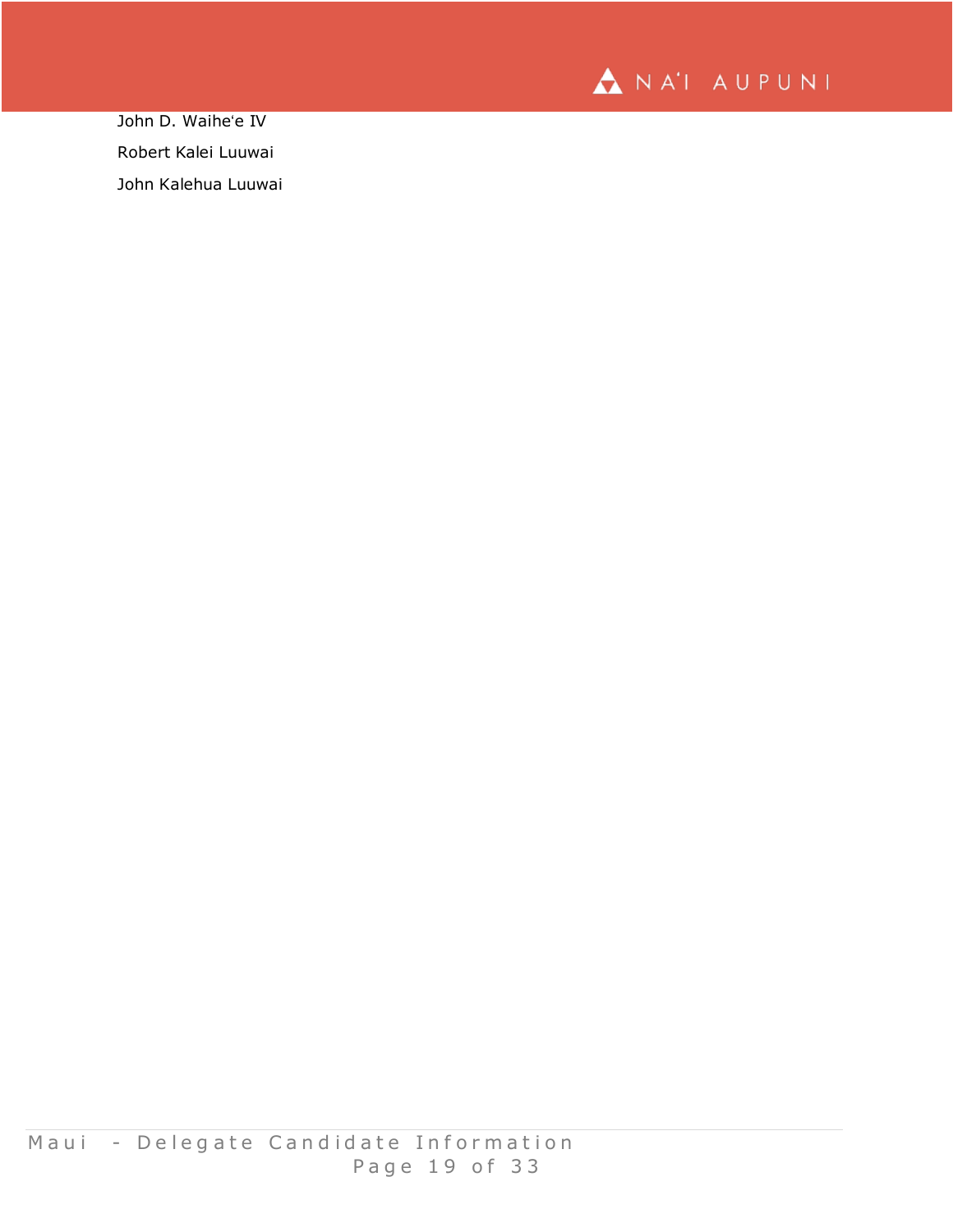John D. Waiheʻe IV

Robert Kalei Luuwai

John Kalehua Luuwai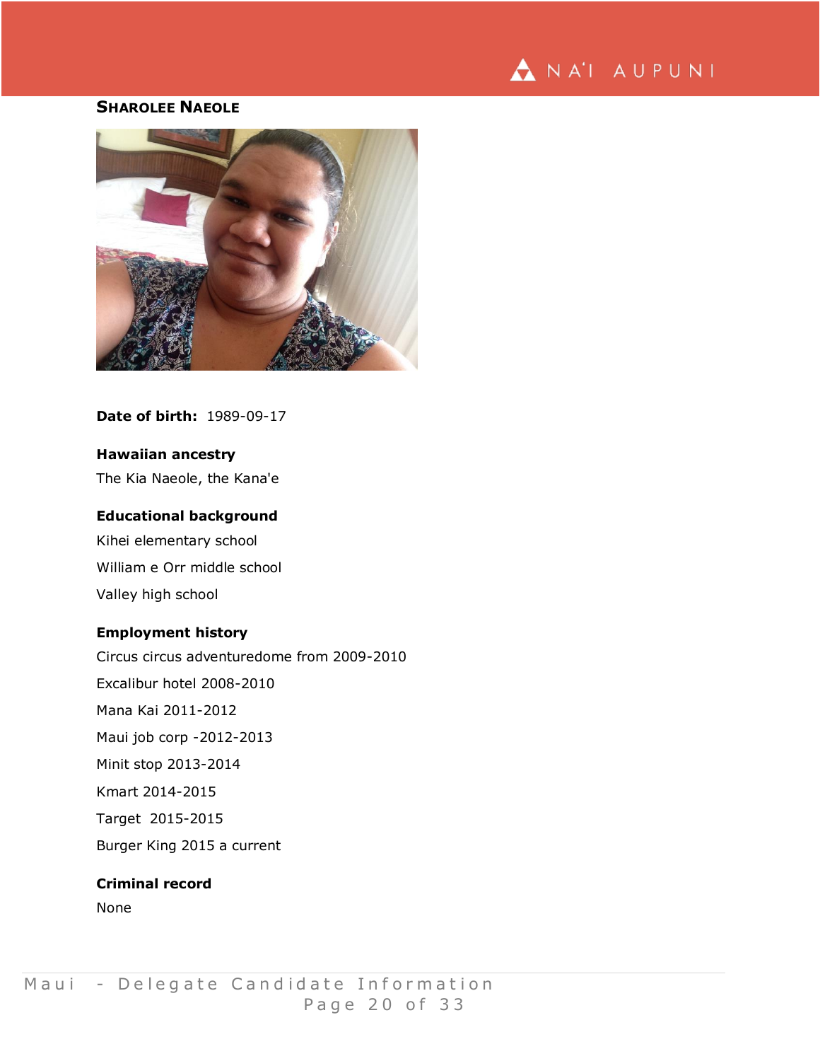## Sharolee Naeole

**Date of birth:** 1989-09-17

**Hawaiian ancestry**

The Kia Naeole, the Kana'e

**Educational background**

Kihei elementary school

William e Orr middle school

Valley high school

**Employment history**

Circus circus adventuredome from 2009-2010

Excalibur hotel 2008-2010

Mana Kai 2011-2012

Maui job corp -2012-2013

Minit stop 2013-2014

Kmart 2014-2015

Target 2015-2015

Burger King 2015 a current

**Criminal record**

None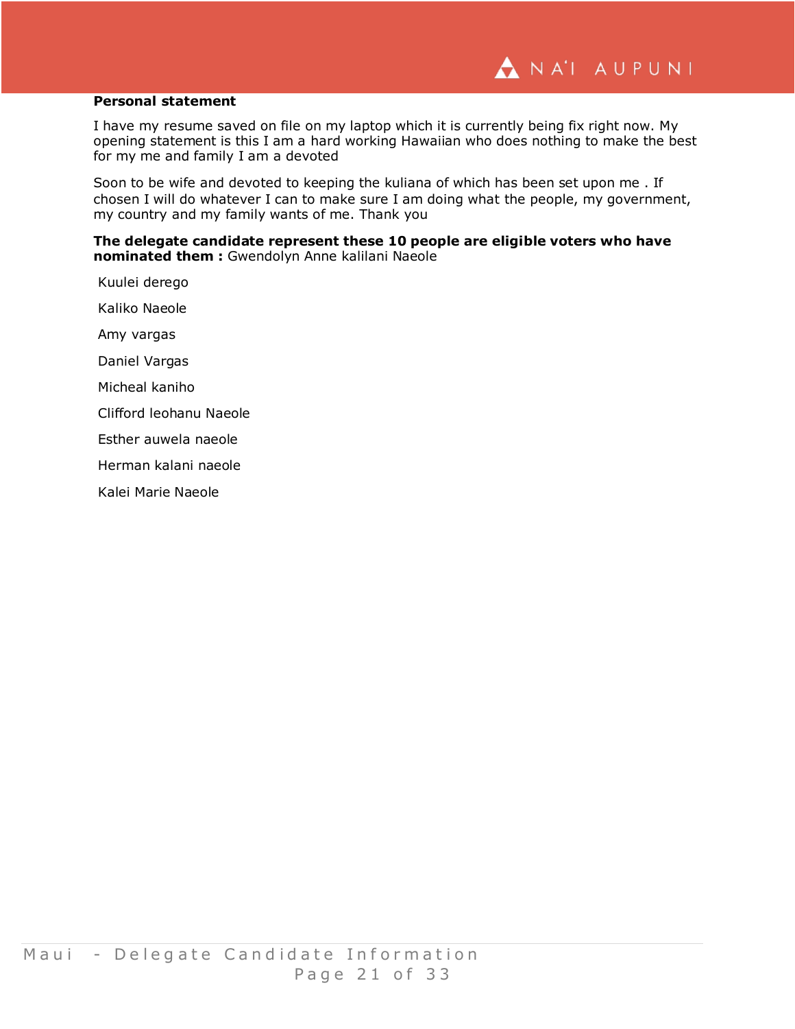**Personal statement**

I have my resume saved on file on my laptop which it is currently being fix right now. My opening statement is this I am a hard working Hawaiian who does nothing to make the best for my me and family I am a devoted

Soon to be wife and devoted to keeping the kuliana of which has been set upon me . If chosen I will do whatever I can to make sure I am doing what the people, my government, my country and my family wants of me. Thank you

**The delegate candidate represent these 10 people are eligible voters who have nominated them :** Gwendolyn Anne kalilani Naeole

Kuulei derego

Kaliko Naeole

Amy vargas

Daniel Vargas

Micheal kaniho

Clifford leohanu Naeole

Esther auwela naeole

Herman kalani naeole

Kalei Marie Naeole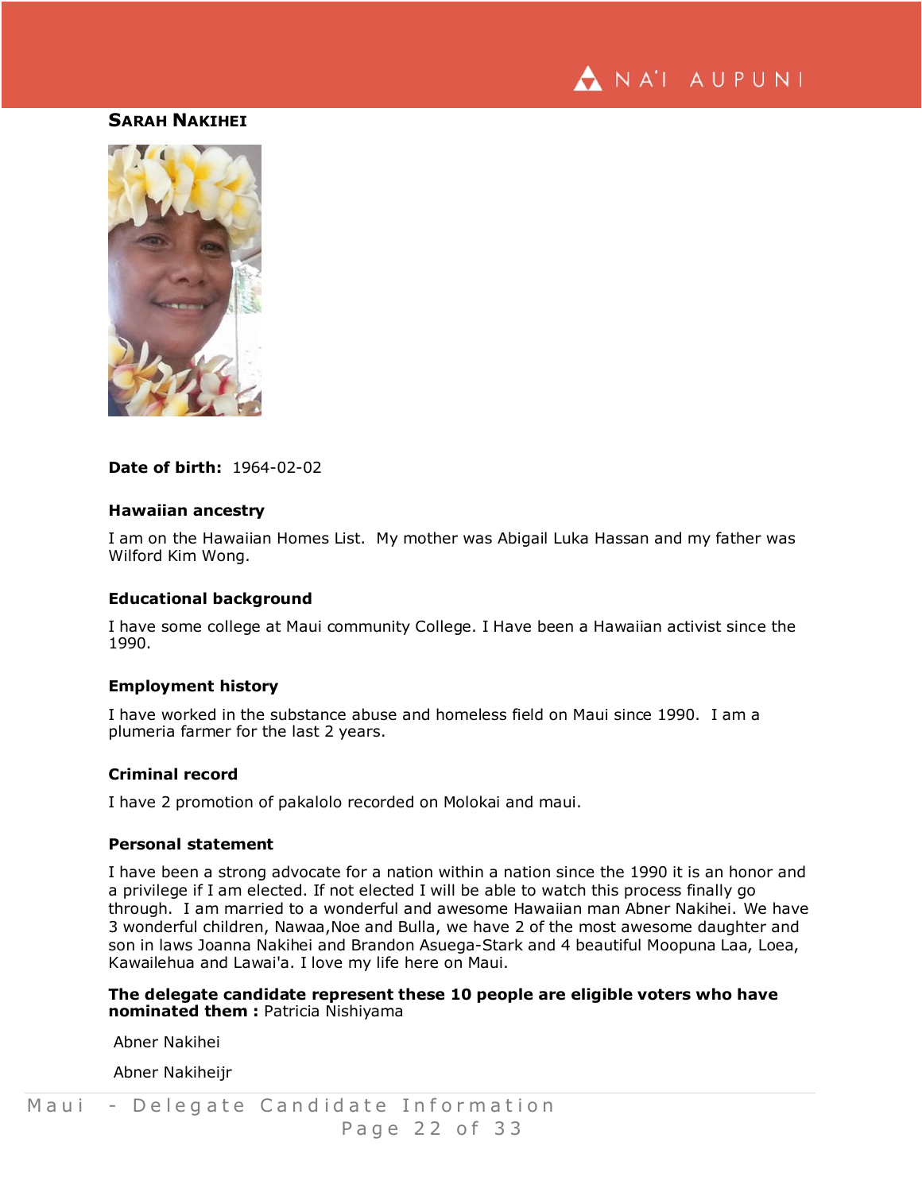## Sarah Nakihei

**Date of birth:** 1964-02-02

**Hawaiian ancestry**

I am on the Hawaiian Homes List.  My mother was Abigail Luka Hassan and my father was Wilford Kim Wong.

**Educational background**

I have some college at Maui community College. I Have been a Hawaiian activist since the 1990.

**Employment history**

I have worked in the substance abuse and homeless field on Maui since 1990.  I am a plumeria farmer for the last 2 years.

**Criminal record**

I have 2 promotion of pakalolo recorded on Molokai and maui.

**Personal statement**

I have been a strong advocate for a nation within a nation since the 1990 it is an honor and a privilege if I am elected. If not elected I will be able to watch this process finally go through.  I am married to a wonderful and awesome Hawaiian man Abner Nakihei. We have 3 wonderful children, Nawaa,Noe and Bulla, we have 2 of the most awesome daughter and son in laws Joanna Nakihei and Brandon Asuega-Stark and 4 beautiful Moopuna Laa, Loea, Kawailehua and Lawai'a. I love my life here on Maui.

**The delegate candidate represent these 10 people are eligible voters who have nominated them :** Patricia Nishiyama

Abner Nakihei

Abner Nakiheijr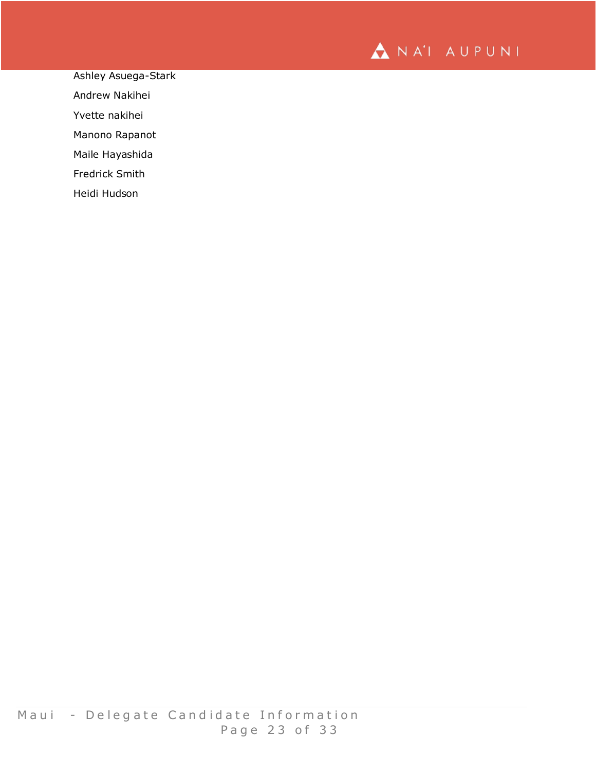Ashley Asuega-Stark

Andrew Nakihei

Yvette nakihei

Manono Rapanot

Maile Hayashida

Fredrick Smith

Heidi Hudson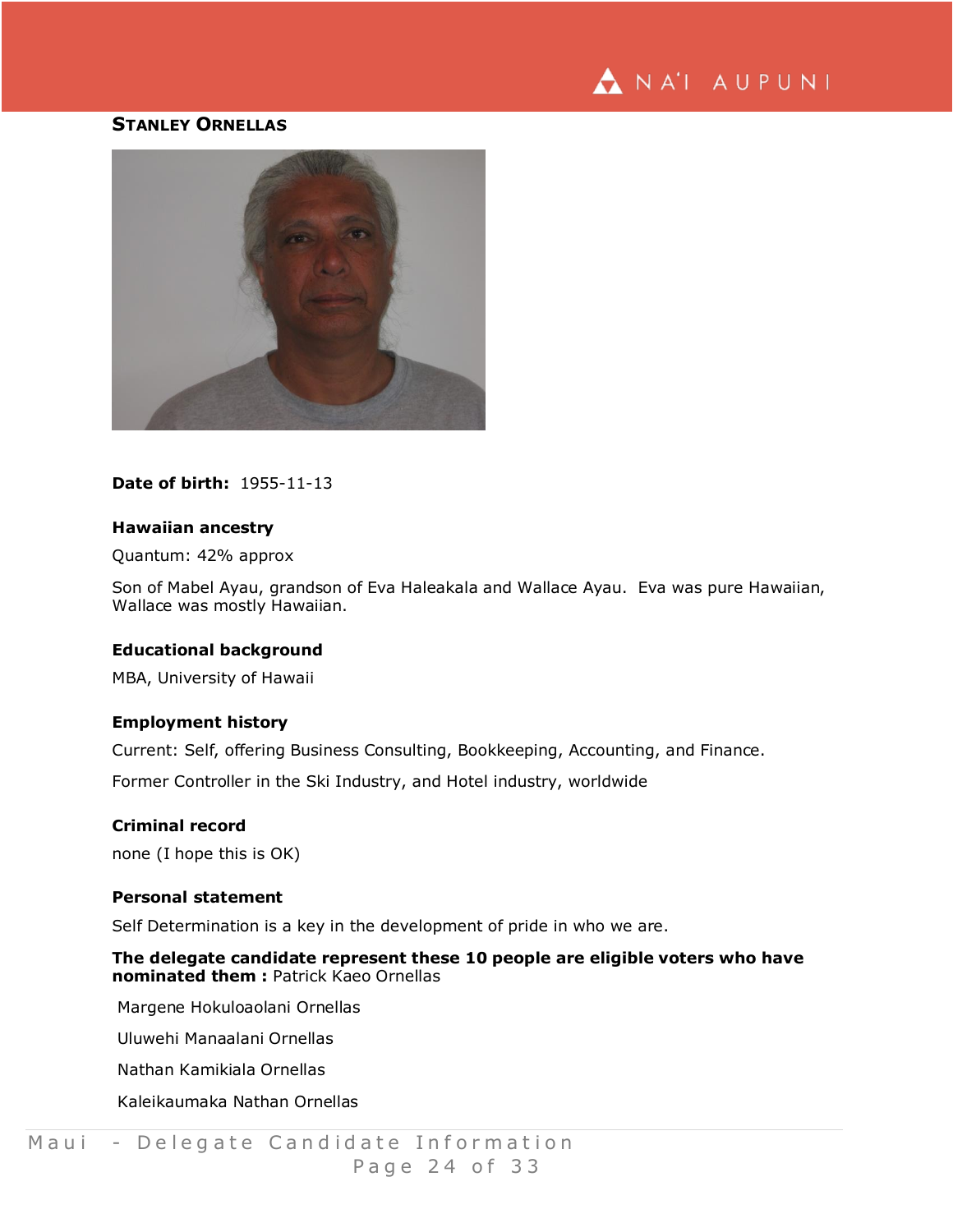## Stanley Ornellas

**Date of birth:** 1955-11-13

### Hawaiian ancestry

Quantum: 42% approx

Son of Mabel Ayau, grandson of Eva Haleakala and Wallace Ayau. Eva was pure Hawaiian, Wallace was mostly Hawaiian.

### Educational background

MBA, University of Hawaii

### Employment history

Current: Self, offering Business Consulting, Bookkeeping, Accounting, and Finance.

Former Controller in the Ski Industry, and Hotel industry, worldwide

### Criminal record

none (I hope this is OK)

### Personal statement

Self Determination is a key in the development of pride in who we are.

**The delegate candidate represent these 10 people are eligible voters who have nominated them :** Patrick Kaeo Ornellas

Margene Hokuloaolani Ornellas

Uluwehi Manaalani Ornellas

Nathan Kamikiala Ornellas

Kaleikaumaka Nathan Ornellas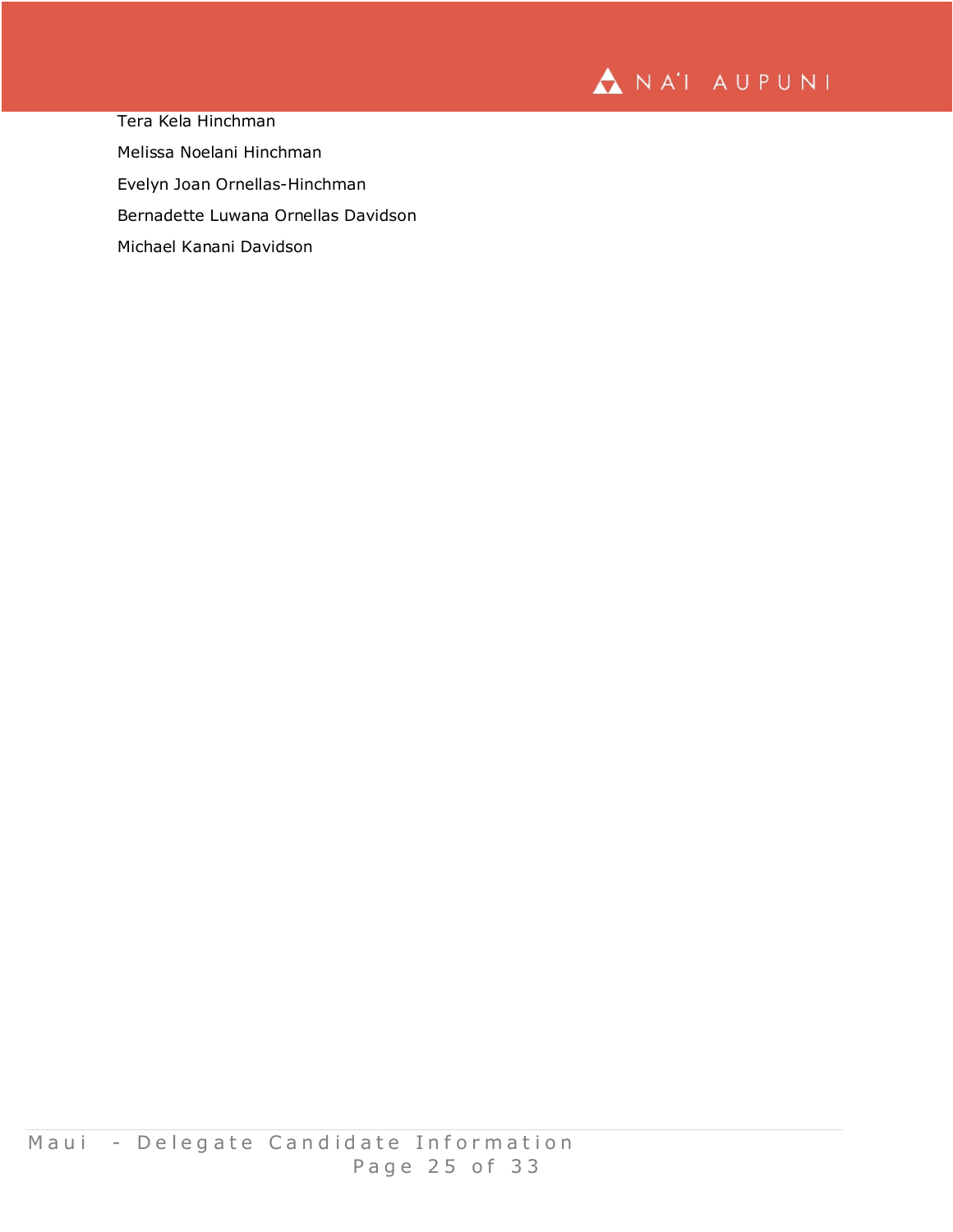Tera Kela Hinchman

Melissa Noelani Hinchman

Evelyn Joan Ornellas-Hinchman

Bernadette Luwana Ornellas Davidson

Michael Kanani Davidson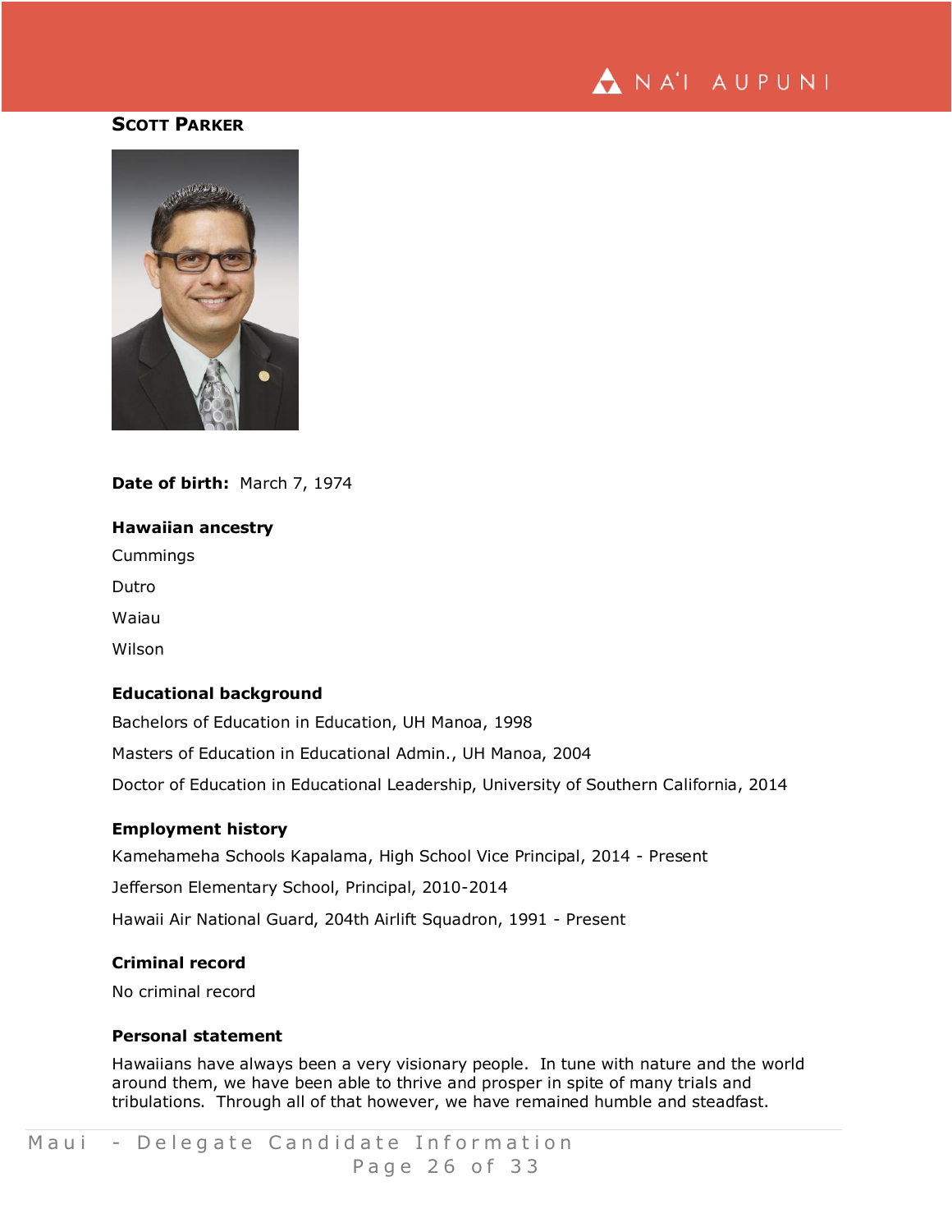## Scott Parker

**Date of birth:** March 7, 1974

### Hawaiian ancestry

Cummings

Dutro

Waiau

Wilson

### Educational background

Bachelors of Education in Education, UH Manoa, 1998

Masters of Education in Educational Admin., UH Manoa, 2004

Doctor of Education in Educational Leadership, University of Southern California, 2014

### Employment history

Kamehameha Schools Kapalama, High School Vice Principal, 2014 - Present

Jefferson Elementary School, Principal, 2010-2014

Hawaii Air National Guard, 204th Airlift Squadron, 1991 - Present

### Criminal record

No criminal record

### Personal statement

Hawaiians have always been a very visionary people. In tune with nature and the world around them, we have been able to thrive and prosper in spite of many trials and tribulations. Through all of that however, we have remained humble and steadfast.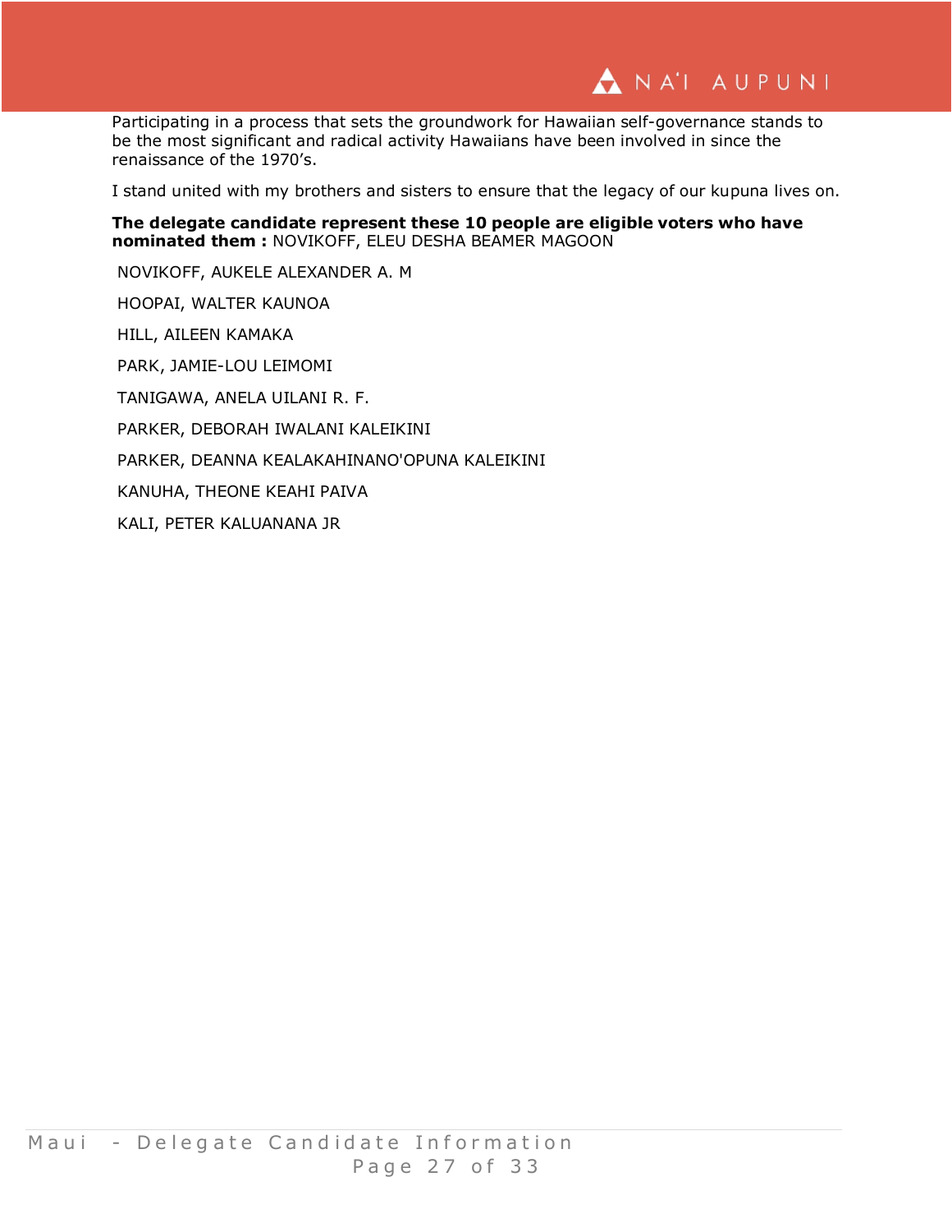Participating in a process that sets the groundwork for Hawaiian self-governance stands to be the most significant and radical activity Hawaiians have been involved in since the renaissance of the 1970's.

I stand united with my brothers and sisters to ensure that the legacy of our kupuna lives on.

**The delegate candidate represent these 10 people are eligible voters who have nominated them :** NOVIKOFF, ELEU DESHA BEAMER MAGOON

NOVIKOFF, AUKELE ALEXANDER A. M

HOOPAI, WALTER KAUNOA

HILL, AILEEN KAMAKA

PARK, JAMIE-LOU LEIMOMI

TANIGAWA, ANELA UILANI R. F.

PARKER, DEBORAH IWALANI KALEIKINI

PARKER, DEANNA KEALAKAHINANO'OPUNA KALEIKINI

KANUHA, THEONE KEAHI PAIVA

KALI, PETER KALUANANA JR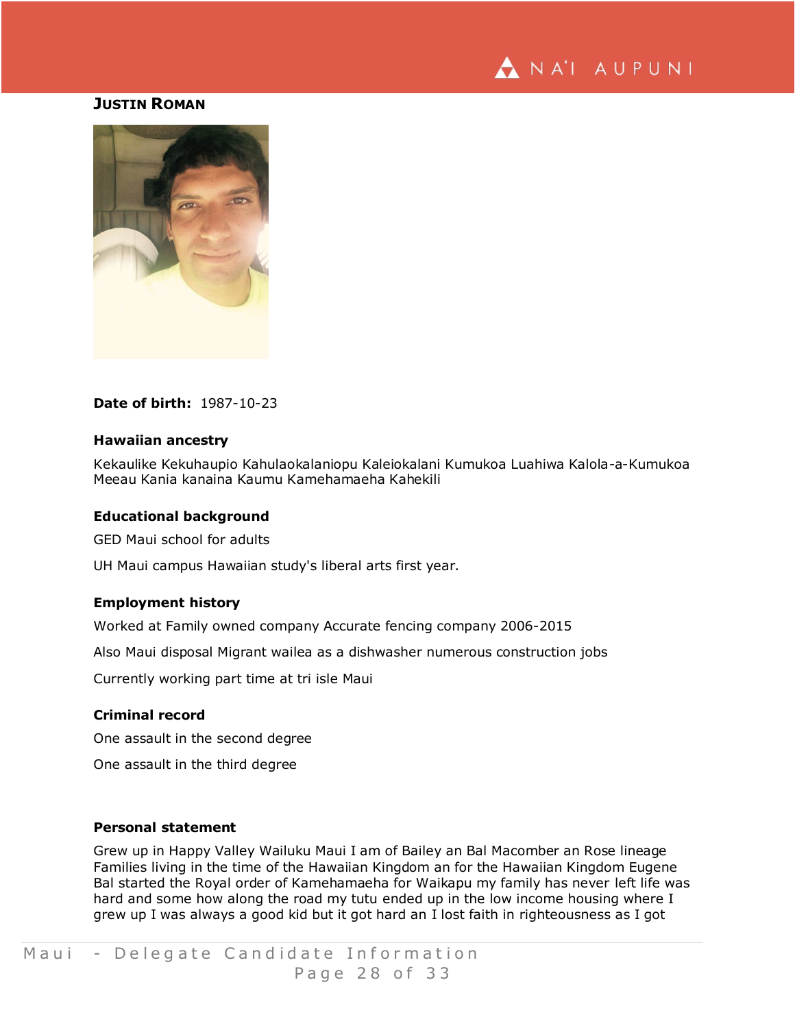# Justin Roman

**Date of birth:** 1987-10-23

### Hawaiian ancestry

Kekaulike Kekuhaupio Kahulaokalaniopu Kaleiokalani Kumukoa Luahiwa Kalola-a-Kumukoa Meeau Kania kanaina Kaumu Kamehamaeha Kahekili

### Educational background

GED Maui school for adults

UH Maui campus Hawaiian study's liberal arts first year.

### Employment history

Worked at Family owned company Accurate fencing company 2006-2015

Also Maui disposal Migrant wailea as a dishwasher numerous construction jobs

Currently working part time at tri isle Maui

### Criminal record

One assault in the second degree

One assault in the third degree

### Personal statement

Grew up in Happy Valley Wailuku Maui I am of Bailey an Bal Macomber an Rose lineage Families living in the time of the Hawaiian Kingdom an for the Hawaiian Kingdom Eugene Bal started the Royal order of Kamehamaeha for Waikapu my family has never left life was hard and some how along the road my tutu ended up in the low income housing where I grew up I was always a good kid but it got hard an I lost faith in righteousness as I got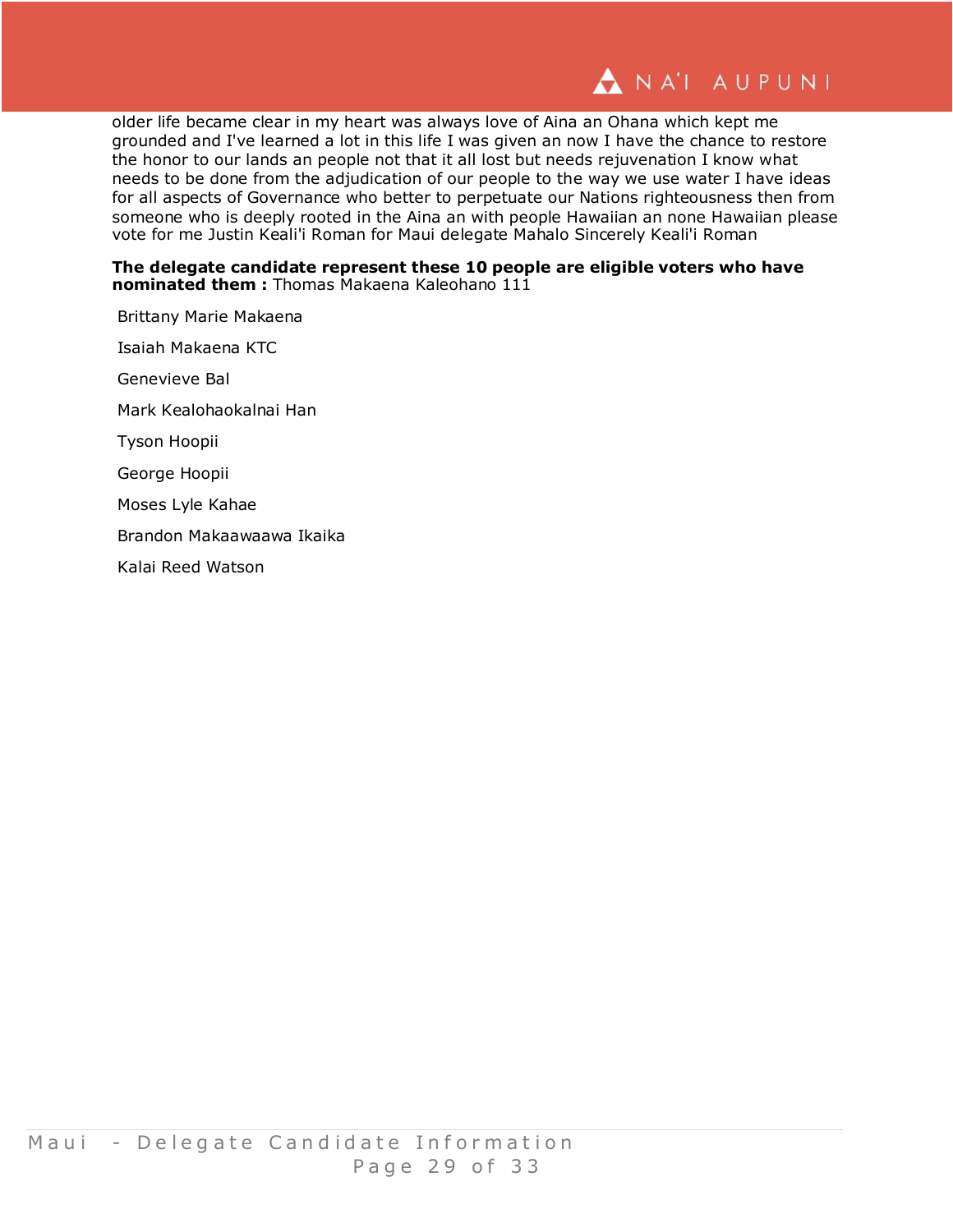older life became clear in my heart was always love of Aina an Ohana which kept me grounded and I've learned a lot in this life I was given an now I have the chance to restore the honor to our lands an people not that it all lost but needs rejuvenation I know what needs to be done from the adjudication of our people to the way we use water I have ideas for all aspects of Governance who better to perpetuate our Nations righteousness then from someone who is deeply rooted in the Aina an with people Hawaiian an none Hawaiian please vote for me Justin Keali'i Roman for Maui delegate Mahalo Sincerely Keali'i Roman

**The delegate candidate represent these 10 people are eligible voters who have nominated them :** Thomas Makaena Kaleohano 111

Brittany Marie Makaena

Isaiah Makaena KTC

Genevieve Bal

Mark Kealohaokalnai Han

Tyson Hoopii

George Hoopii

Moses Lyle Kahae

Brandon Makaawaawa Ikaika

Kalai Reed Watson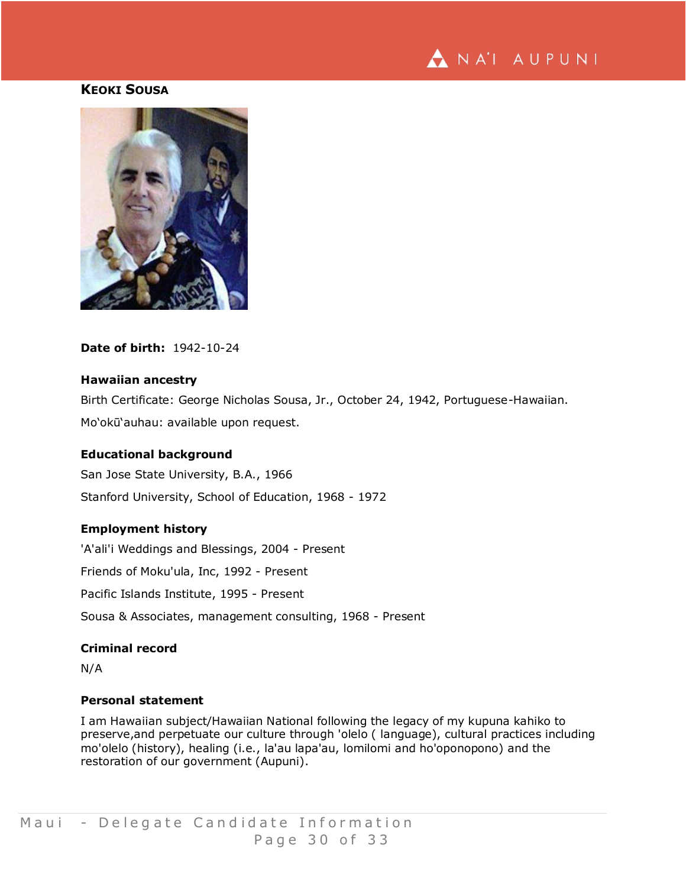## KEOKI SOUSA

**Date of birth:** 1942-10-24

### Hawaiian ancestry

Birth Certificate: George Nicholas Sousa, Jr., October 24, 1942, Portuguese-Hawaiian.

Moʻokūʻauhau: available upon request.

### Educational background

San Jose State University, B.A., 1966

Stanford University, School of Education, 1968 - 1972

### Employment history

'A'ali'i Weddings and Blessings, 2004 - Present

Friends of Moku'ula, Inc, 1992 - Present

Pacific Islands Institute, 1995 - Present

Sousa & Associates, management consulting, 1968 - Present

### Criminal record

N/A

### Personal statement

I am Hawaiian subject/Hawaiian National following the legacy of my kupuna kahiko to preserve,and perpetuate our culture through 'olelo ( language), cultural practices including mo'olelo (history), healing (i.e., la'au lapa'au, lomilomi and ho'oponopono) and the restoration of our government (Aupuni).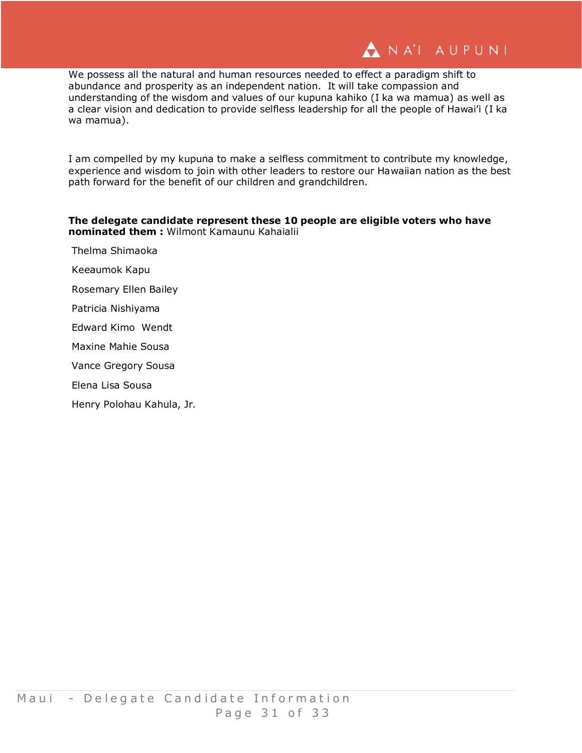We possess all the natural and human resources needed to effect a paradigm shift to abundance and prosperity as an independent nation. It will take compassion and understanding of the wisdom and values of our kupuna kahiko (I ka wa mamua) as well as a clear vision and dedication to provide selfless leadership for all the people of Hawai'i (I ka wa mamua).

I am compelled by my kupuna to make a selfless commitment to contribute my knowledge, experience and wisdom to join with other leaders to restore our Hawaiian nation as the best path forward for the benefit of our children and grandchildren.

**The delegate candidate represent these 10 people are eligible voters who have nominated them :** Wilmont Kamaunu Kahaialii

Thelma Shimaoka

Keeaumok Kapu

Rosemary Ellen Bailey

Patricia Nishiyama

Edward Kimo Wendt

Maxine Mahie Sousa

Vance Gregory Sousa

Elena Lisa Sousa

Henry Polohau Kahula, Jr.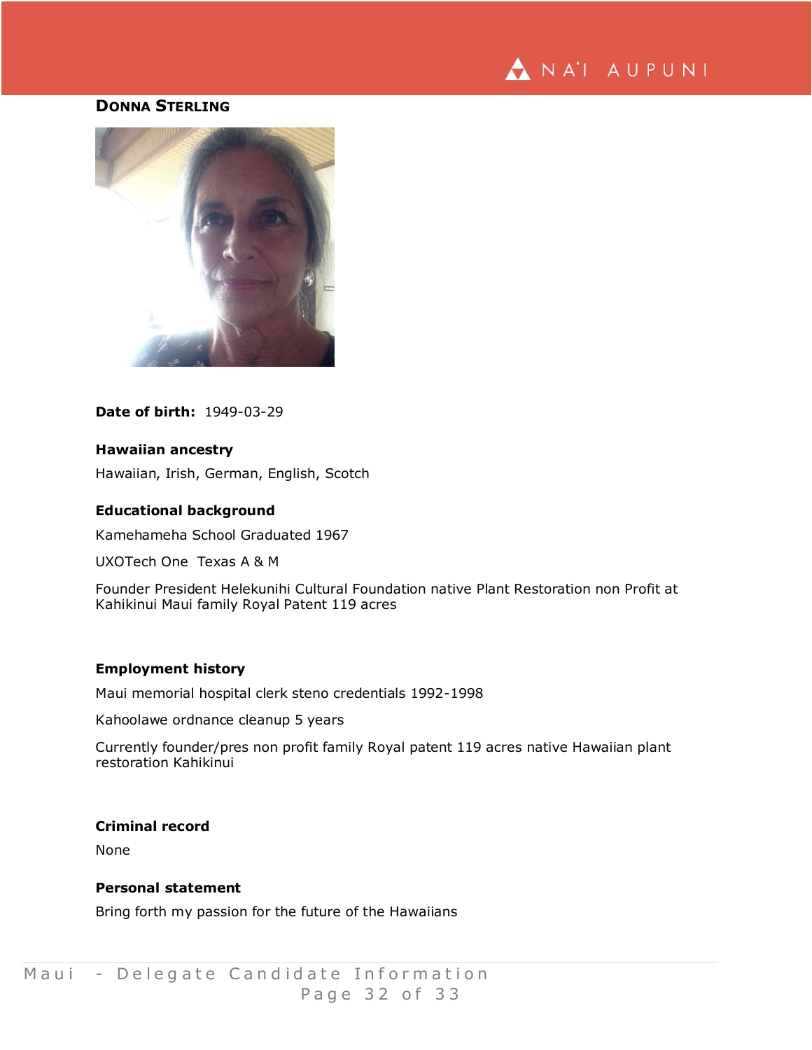## Donna Sterling

**Date of birth:** 1949-03-29

### Hawaiian ancestry

Hawaiian, Irish, German, English, Scotch

### Educational background

Kamehameha School Graduated 1967

UXOTech One  Texas A & M

Founder President Helekunihi Cultural Foundation native Plant Restoration non Profit at Kahikinui Maui family Royal Patent 119 acres

### Employment history

Maui memorial hospital clerk steno credentials 1992-1998

Kahoolawe ordnance cleanup 5 years

Currently founder/pres non profit family Royal patent 119 acres native Hawaiian plant restoration Kahikinui

### Criminal record

None

### Personal statement

Bring forth my passion for the future of the Hawaiians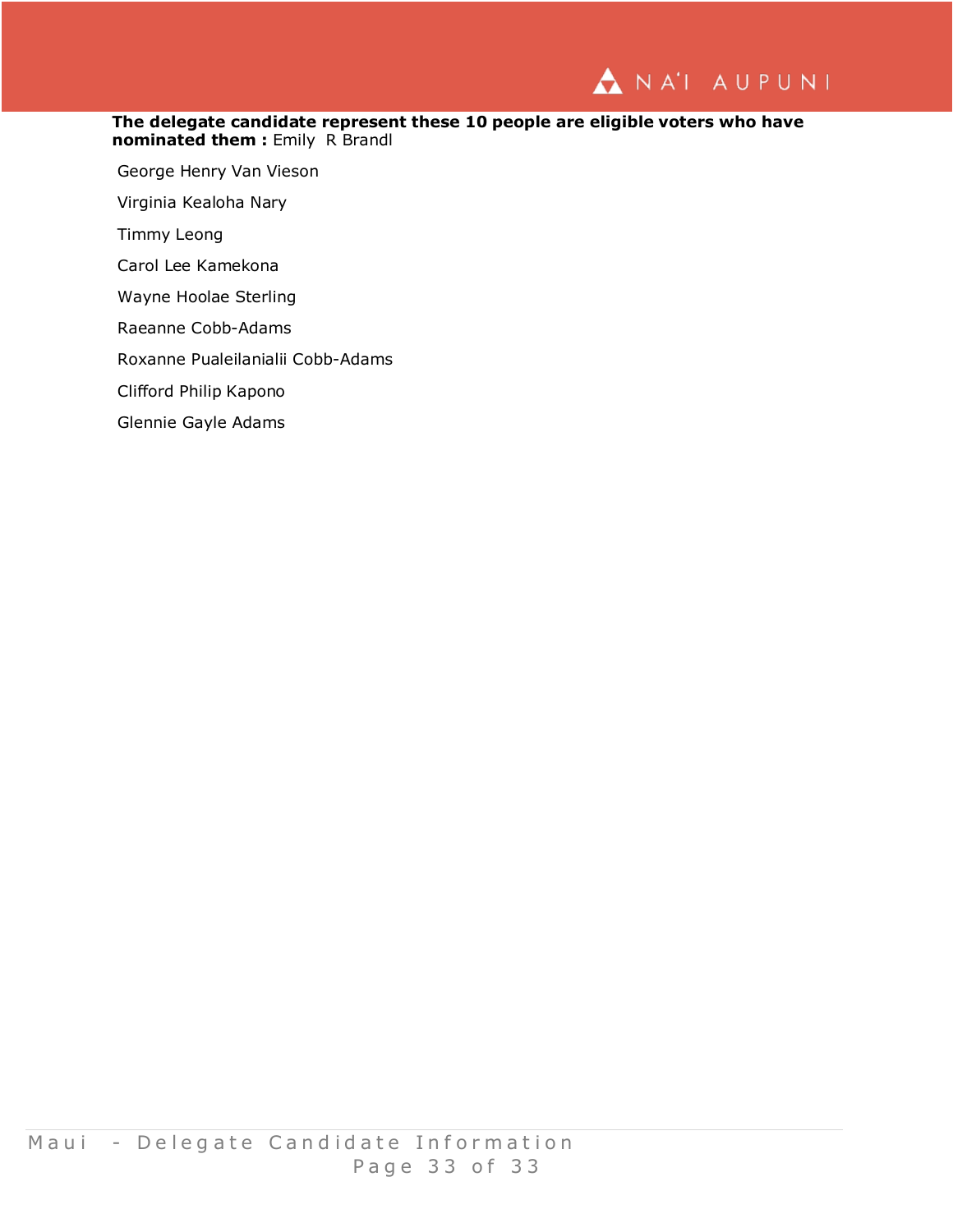**The delegate candidate represent these 10 people are eligible voters who have nominated them :** Emily R Brandl

George Henry Van Vieson

Virginia Kealoha Nary

Timmy Leong

Carol Lee Kamekona

Wayne Hoolae Sterling

Raeanne Cobb-Adams

Roxanne Pualeilanialii Cobb-Adams

Clifford Philip Kapono

Glennie Gayle Adams